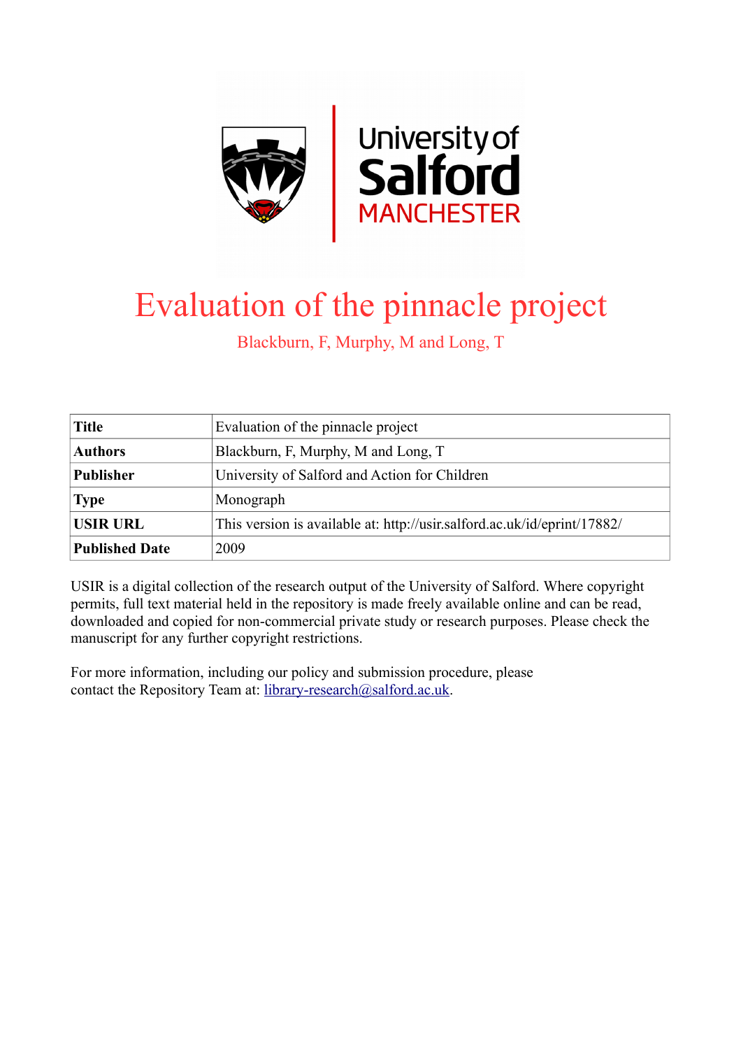# Evaluation of the pinnacle project

Blackburn, F, Murphy, M and Long, T

| **Title** | Evaluation of the pinnacle project |
|---|---|
| **Authors** | Blackburn, F, Murphy, M and Long, T |
| **Publisher** | University of Salford and Action for Children |
| **Type** | Monograph |
| **USIR URL** | This version is available at: http://usir.salford.ac.uk/id/eprint/17882/ |
| **Published Date** | 2009 |

USIR is a digital collection of the research output of the University of Salford. Where copyright permits, full text material held in the repository is made freely available online and can be read, downloaded and copied for non-commercial private study or research purposes. Please check the manuscript for any further copyright restrictions.

For more information, including our policy and submission procedure, please contact the Repository Team at: library-research@salford.ac.uk.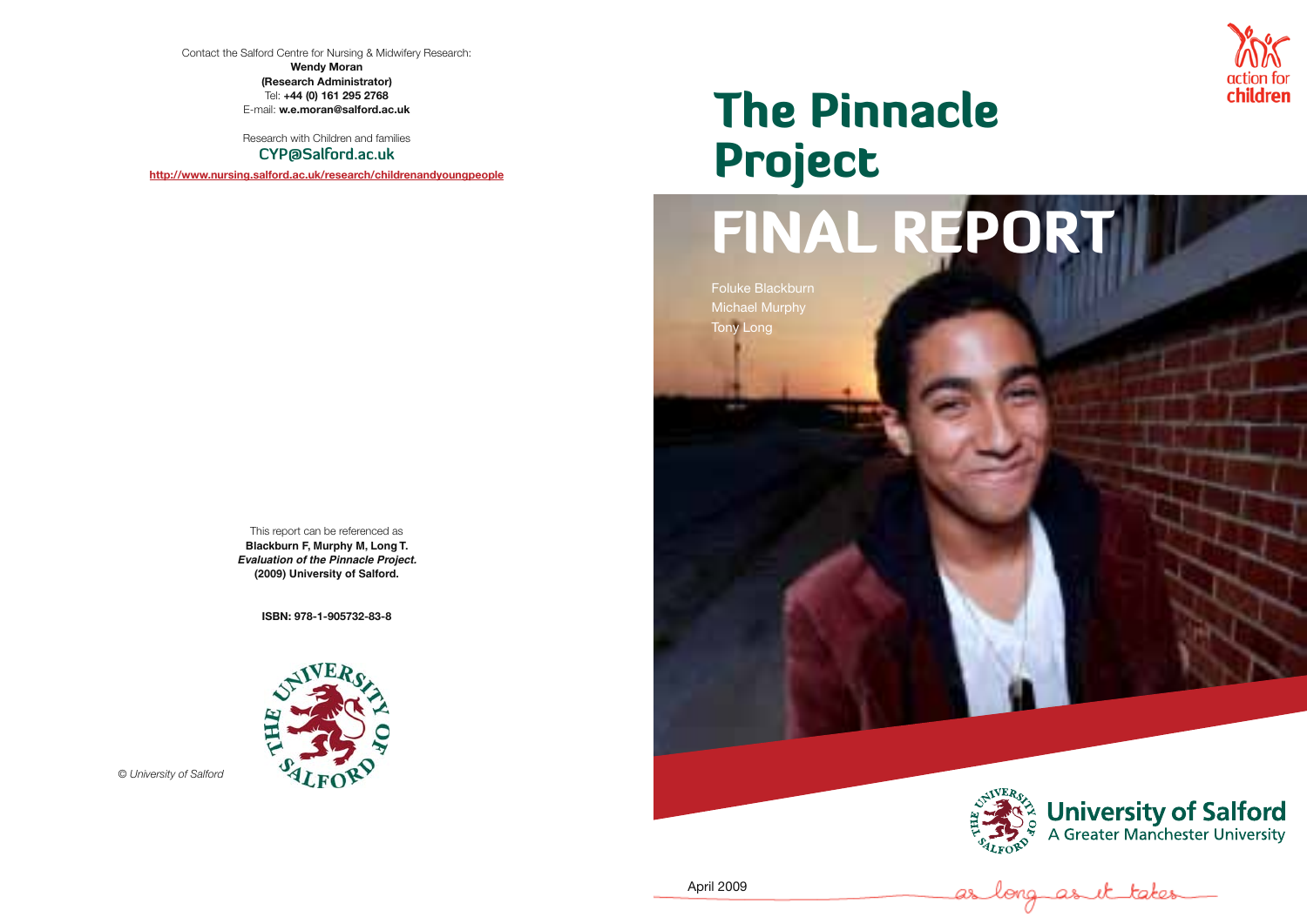Contact the Salford Centre for Nursing & Midwifery Research:
**Wendy Moran**
**(Research Administrator)**
Tel: **+44 (0) 161 295 2768**
E-mail: **w.e.moran@salford.ac.uk**

Research with Children and families
**CYP@Salford.ac.uk**

http://www.nursing.salford.ac.uk/research/childrenandyoungpeople

This report can be referenced as
**Blackburn F, Murphy M, Long T.**
***Evaluation of the Pinnacle Project.***
**(2009) University of Salford.**

**ISBN: 978-1-905732-83-8**

*© University of Salford*

action for children

# The Pinnacle Project

# FINAL REPORT

Foluke Blackburn
Michael Murphy
Tony Long

University of Salford
A Greater Manchester University

April 2009

as long as it takes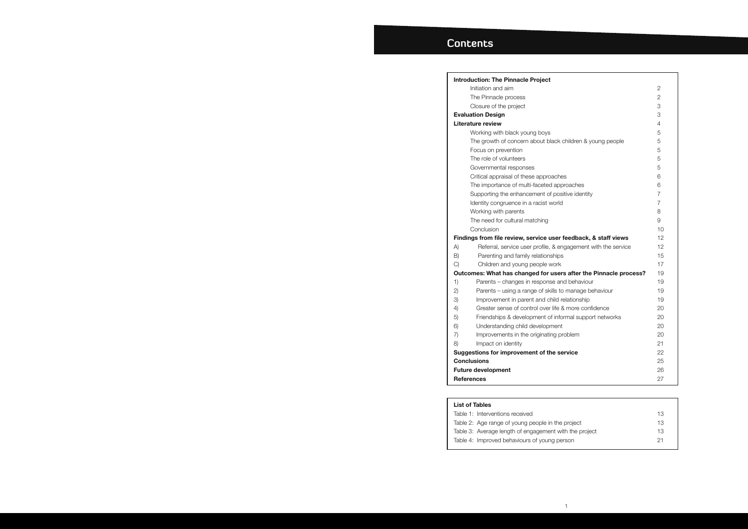# Contents

| Introduction: The Pinnacle Project | |
|---|---|
| Initiation and aim | 2 |
| The Pinnacle process | 2 |
| Closure of the project | 3 |
| **Evaluation Design** | 3 |
| **Literature review** | 4 |
| Working with black young boys | 5 |
| The growth of concern about black children & young people | 5 |
| Focus on prevention | 5 |
| The role of volunteers | 5 |
| Governmental responses | 5 |
| Critical appraisal of these approaches | 6 |
| The importance of multi-faceted approaches | 6 |
| Supporting the enhancement of positive identity | 7 |
| Identity congruence in a racist world | 7 |
| Working with parents | 8 |
| The need for cultural matching | 9 |
| Conclusion | 10 |
| **Findings from file review, service user feedback, & staff views** | 12 |
| A) Referral, service user profile, & engagement with the service | 12 |
| B) Parenting and family relationships | 15 |
| C) Children and young people work | 17 |
| **Outcomes: What has changed for users after the Pinnacle process?** | 19 |
| 1) Parents – changes in response and behaviour | 19 |
| 2) Parents – using a range of skills to manage behaviour | 19 |
| 3) Improvement in parent and child relationship | 19 |
| 4) Greater sense of control over life & more confidence | 20 |
| 5) Friendships & development of informal support networks | 20 |
| 6) Understanding child development | 20 |
| 7) Improvements in the originating problem | 20 |
| 8) Impact on identity | 21 |
| **Suggestions for improvement of the service** | 22 |
| **Conclusions** | 25 |
| **Future development** | 26 |
| **References** | 27 |

| List of Tables | |
|---|---|
| Table 1: Interventions received | 13 |
| Table 2: Age range of young people in the project | 13 |
| Table 3: Average length of engagement with the project | 13 |
| Table 4: Improved behaviours of young person | 21 |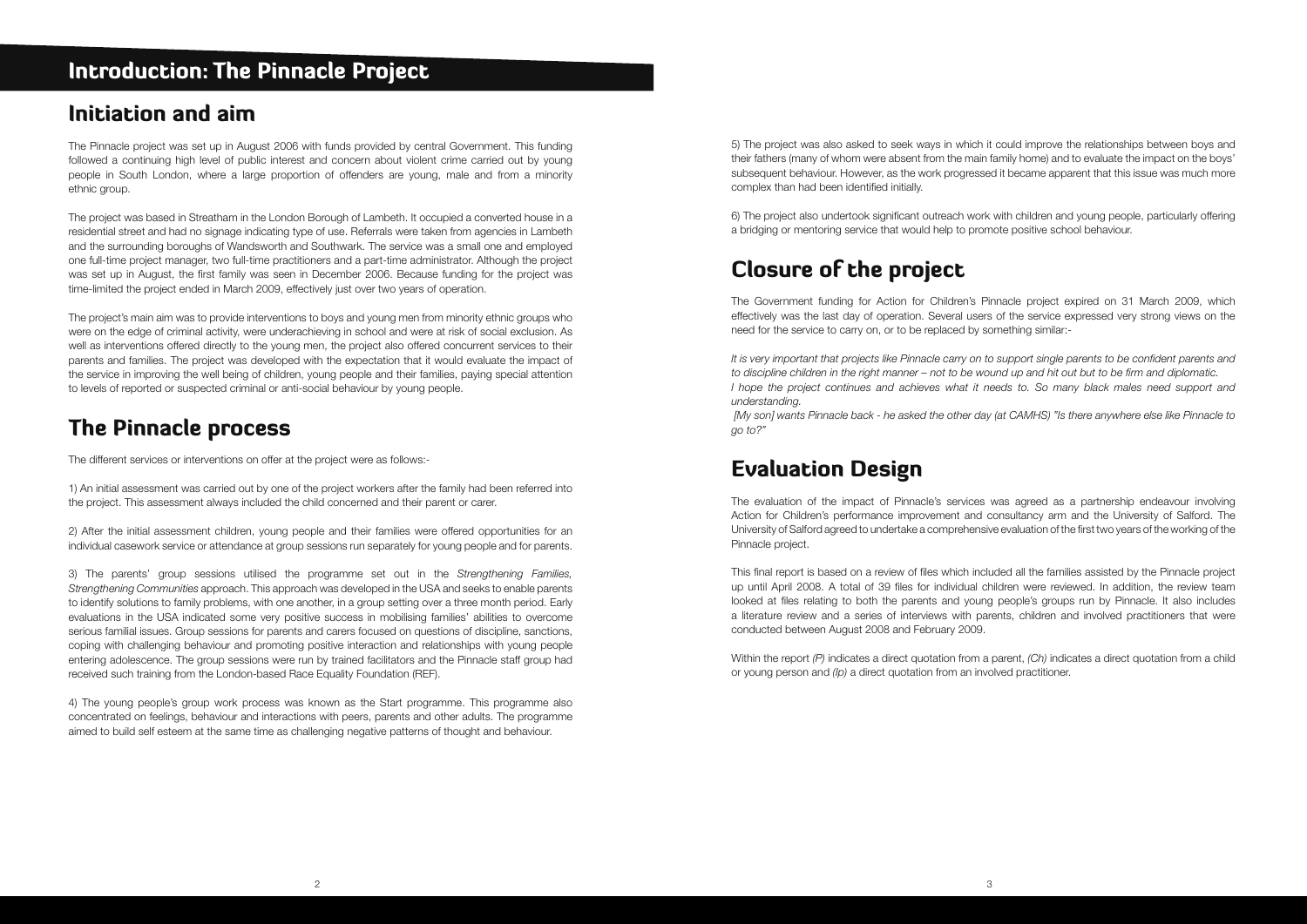# Introduction: The Pinnacle Project

## Initiation and aim

The Pinnacle project was set up in August 2006 with funds provided by central Government. This funding followed a continuing high level of public interest and concern about violent crime carried out by young people in South London, where a large proportion of offenders are young, male and from a minority ethnic group.

The project was based in Streatham in the London Borough of Lambeth. It occupied a converted house in a residential street and had no signage indicating type of use. Referrals were taken from agencies in Lambeth and the surrounding boroughs of Wandsworth and Southwark. The service was a small one and employed one full-time project manager, two full-time practitioners and a part-time administrator. Although the project was set up in August, the first family was seen in December 2006. Because funding for the project was time-limited the project ended in March 2009, effectively just over two years of operation.

The project's main aim was to provide interventions to boys and young men from minority ethnic groups who were on the edge of criminal activity, were underachieving in school and were at risk of social exclusion. As well as interventions offered directly to the young men, the project also offered concurrent services to their parents and families. The project was developed with the expectation that it would evaluate the impact of the service in improving the well being of children, young people and their families, paying special attention to levels of reported or suspected criminal or anti-social behaviour by young people.

## The Pinnacle process

The different services or interventions on offer at the project were as follows:-

1) An initial assessment was carried out by one of the project workers after the family had been referred into the project. This assessment always included the child concerned and their parent or carer.

2) After the initial assessment children, young people and their families were offered opportunities for an individual casework service or attendance at group sessions run separately for young people and for parents.

3) The parents' group sessions utilised the programme set out in the *Strengthening Families, Strengthening Communities* approach. This approach was developed in the USA and seeks to enable parents to identify solutions to family problems, with one another, in a group setting over a three month period. Early evaluations in the USA indicated some very positive success in mobilising families' abilities to overcome serious familial issues. Group sessions for parents and carers focused on questions of discipline, sanctions, coping with challenging behaviour and promoting positive interaction and relationships with young people entering adolescence. The group sessions were run by trained facilitators and the Pinnacle staff group had received such training from the London-based Race Equality Foundation (REF).

4) The young people's group work process was known as the Start programme. This programme also concentrated on feelings, behaviour and interactions with peers, parents and other adults. The programme aimed to build self esteem at the same time as challenging negative patterns of thought and behaviour.

5) The project was also asked to seek ways in which it could improve the relationships between boys and their fathers (many of whom were absent from the main family home) and to evaluate the impact on the boys' subsequent behaviour. However, as the work progressed it became apparent that this issue was much more complex than had been identified initially.

6) The project also undertook significant outreach work with children and young people, particularly offering a bridging or mentoring service that would help to promote positive school behaviour.

## Closure of the project

The Government funding for Action for Children's Pinnacle project expired on 31 March 2009, which effectively was the last day of operation. Several users of the service expressed very strong views on the need for the service to carry on, or to be replaced by something similar:-

*It is very important that projects like Pinnacle carry on to support single parents to be confident parents and to discipline children in the right manner – not to be wound up and hit out but to be firm and diplomatic.*

*I hope the project continues and achieves what it needs to. So many black males need support and understanding.*

*[My son] wants Pinnacle back - he asked the other day (at CAMHS) "Is there anywhere else like Pinnacle to go to?"*

## Evaluation Design

The evaluation of the impact of Pinnacle's services was agreed as a partnership endeavour involving Action for Children's performance improvement and consultancy arm and the University of Salford. The University of Salford agreed to undertake a comprehensive evaluation of the first two years of the working of the Pinnacle project.

This final report is based on a review of files which included all the families assisted by the Pinnacle project up until April 2008. A total of 39 files for individual children were reviewed. In addition, the review team looked at files relating to both the parents and young people's groups run by Pinnacle. It also includes a literature review and a series of interviews with parents, children and involved practitioners that were conducted between August 2008 and February 2009.

Within the report *(P)* indicates a direct quotation from a parent, *(Ch)* indicates a direct quotation from a child or young person and *(Ip)* a direct quotation from an involved practitioner.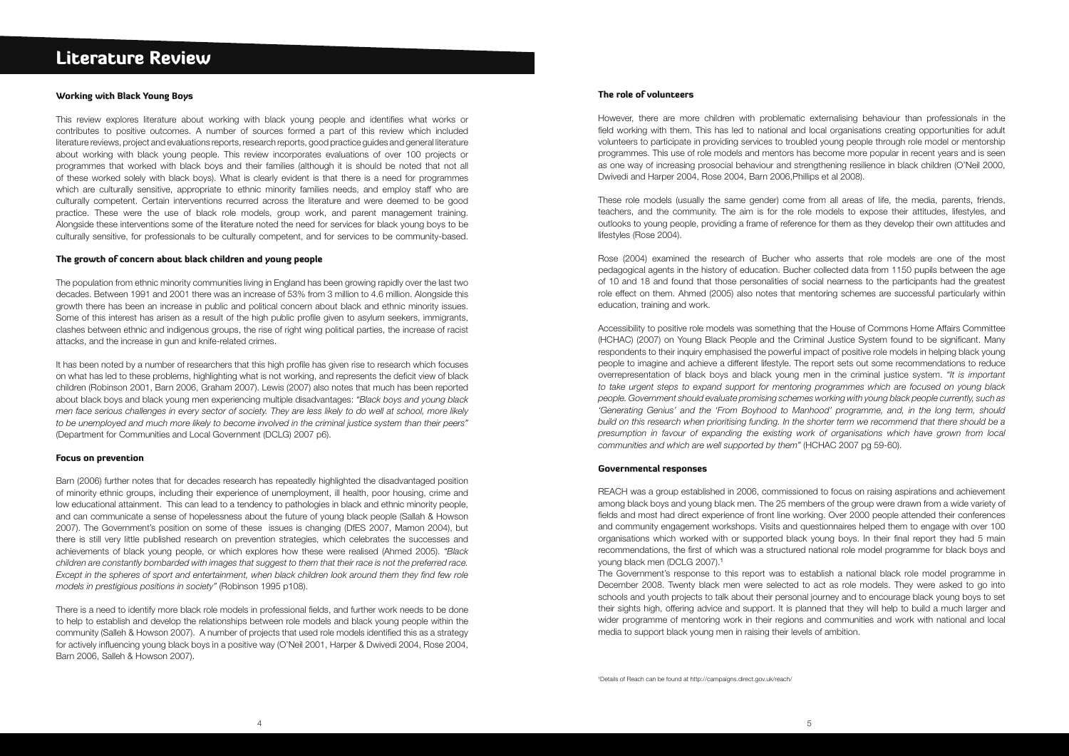# Literature Review

### Working with Black Young Boys

This review explores literature about working with black young people and identifies what works or contributes to positive outcomes. A number of sources formed a part of this review which included literature reviews, project and evaluations reports, research reports, good practice guides and general literature about working with black young people. This review incorporates evaluations of over 100 projects or programmes that worked with black boys and their families (although it is should be noted that not all of these worked solely with black boys). What is clearly evident is that there is a need for programmes which are culturally sensitive, appropriate to ethnic minority families needs, and employ staff who are culturally competent. Certain interventions recurred across the literature and were deemed to be good practice. These were the use of black role models, group work, and parent management training. Alongside these interventions some of the literature noted the need for services for black young boys to be culturally sensitive, for professionals to be culturally competent, and for services to be community-based.

### The growth of concern about black children and young people

The population from ethnic minority communities living in England has been growing rapidly over the last two decades. Between 1991 and 2001 there was an increase of 53% from 3 million to 4.6 million. Alongside this growth there has been an increase in public and political concern about black and ethnic minority issues. Some of this interest has arisen as a result of the high public profile given to asylum seekers, immigrants, clashes between ethnic and indigenous groups, the rise of right wing political parties, the increase of racist attacks, and the increase in gun and knife-related crimes.

It has been noted by a number of researchers that this high profile has given rise to research which focuses on what has led to these problems, highlighting what is not working, and represents the deficit view of black children (Robinson 2001, Barn 2006, Graham 2007). Lewis (2007) also notes that much has been reported about black boys and black young men experiencing multiple disadvantages: *"Black boys and young black men face serious challenges in every sector of society. They are less likely to do well at school, more likely to be unemployed and much more likely to become involved in the criminal justice system than their peers"* (Department for Communities and Local Government (DCLG) 2007 p6).

### Focus on prevention

Barn (2006) further notes that for decades research has repeatedly highlighted the disadvantaged position of minority ethnic groups, including their experience of unemployment, ill health, poor housing, crime and low educational attainment. This can lead to a tendency to pathologies in black and ethnic minority people, and can communicate a sense of hopelessness about the future of young black people (Sallah & Howson 2007). The Government's position on some of these issues is changing (DfES 2007, Mamon 2004), but there is still very little published research on prevention strategies, which celebrates the successes and achievements of black young people, or which explores how these were realised (Ahmed 2005). *"Black children are constantly bombarded with images that suggest to them that their race is not the preferred race. Except in the spheres of sport and entertainment, when black children look around them they find few role models in prestigious positions in society"* (Robinson 1995 p108).

There is a need to identify more black role models in professional fields, and further work needs to be done to help to establish and develop the relationships between role models and black young people within the community (Salleh & Howson 2007). A number of projects that used role models identified this as a strategy for actively influencing young black boys in a positive way (O'Neil 2001, Harper & Dwivedi 2004, Rose 2004, Barn 2006, Salleh & Howson 2007).

### The role of volunteers

However, there are more children with problematic externalising behaviour than professionals in the field working with them. This has led to national and local organisations creating opportunities for adult volunteers to participate in providing services to troubled young people through role model or mentorship programmes. This use of role models and mentors has become more popular in recent years and is seen as one way of increasing prosocial behaviour and strengthening resilience in black children (O'Neil 2000, Dwivedi and Harper 2004, Rose 2004, Barn 2006,Phillips et al 2008).

These role models (usually the same gender) come from all areas of life, the media, parents, friends, teachers, and the community. The aim is for the role models to expose their attitudes, lifestyles, and outlooks to young people, providing a frame of reference for them as they develop their own attitudes and lifestyles (Rose 2004).

Rose (2004) examined the research of Bucher who asserts that role models are one of the most pedagogical agents in the history of education. Bucher collected data from 1150 pupils between the age of 10 and 18 and found that those personalities of social nearness to the participants had the greatest role effect on them. Ahmed (2005) also notes that mentoring schemes are successful particularly within education, training and work.

Accessibility to positive role models was something that the House of Commons Home Affairs Committee (HCHAC) (2007) on Young Black People and the Criminal Justice System found to be significant. Many respondents to their inquiry emphasised the powerful impact of positive role models in helping black young people to imagine and achieve a different lifestyle. The report sets out some recommendations to reduce overrepresentation of black boys and black young men in the criminal justice system. *"It is important to take urgent steps to expand support for mentoring programmes which are focused on young black people. Government should evaluate promising schemes working with young black people currently, such as 'Generating Genius' and the 'From Boyhood to Manhood' programme, and, in the long term, should build on this research when prioritising funding. In the shorter term we recommend that there should be a presumption in favour of expanding the existing work of organisations which have grown from local communities and which are well supported by them"* (HCHAC 2007 pg 59-60).

### Governmental responses

REACH was a group established in 2006, commissioned to focus on raising aspirations and achievement among black boys and young black men. The 25 members of the group were drawn from a wide variety of fields and most had direct experience of front line working. Over 2000 people attended their conferences and community engagement workshops. Visits and questionnaires helped them to engage with over 100 organisations which worked with or supported black young boys. In their final report they had 5 main recommendations, the first of which was a structured national role model programme for black boys and young black men (DCLG 2007).[1]

The Government's response to this report was to establish a national black role model programme in December 2008. Twenty black men were selected to act as role models. They were asked to go into schools and youth projects to talk about their personal journey and to encourage black young boys to set their sights high, offering advice and support. It is planned that they will help to build a much larger and wider programme of mentoring work in their regions and communities and work with national and local media to support black young men in raising their levels of ambition.

[1] Details of Reach can be found at http://campaigns.direct.gov.uk/reach/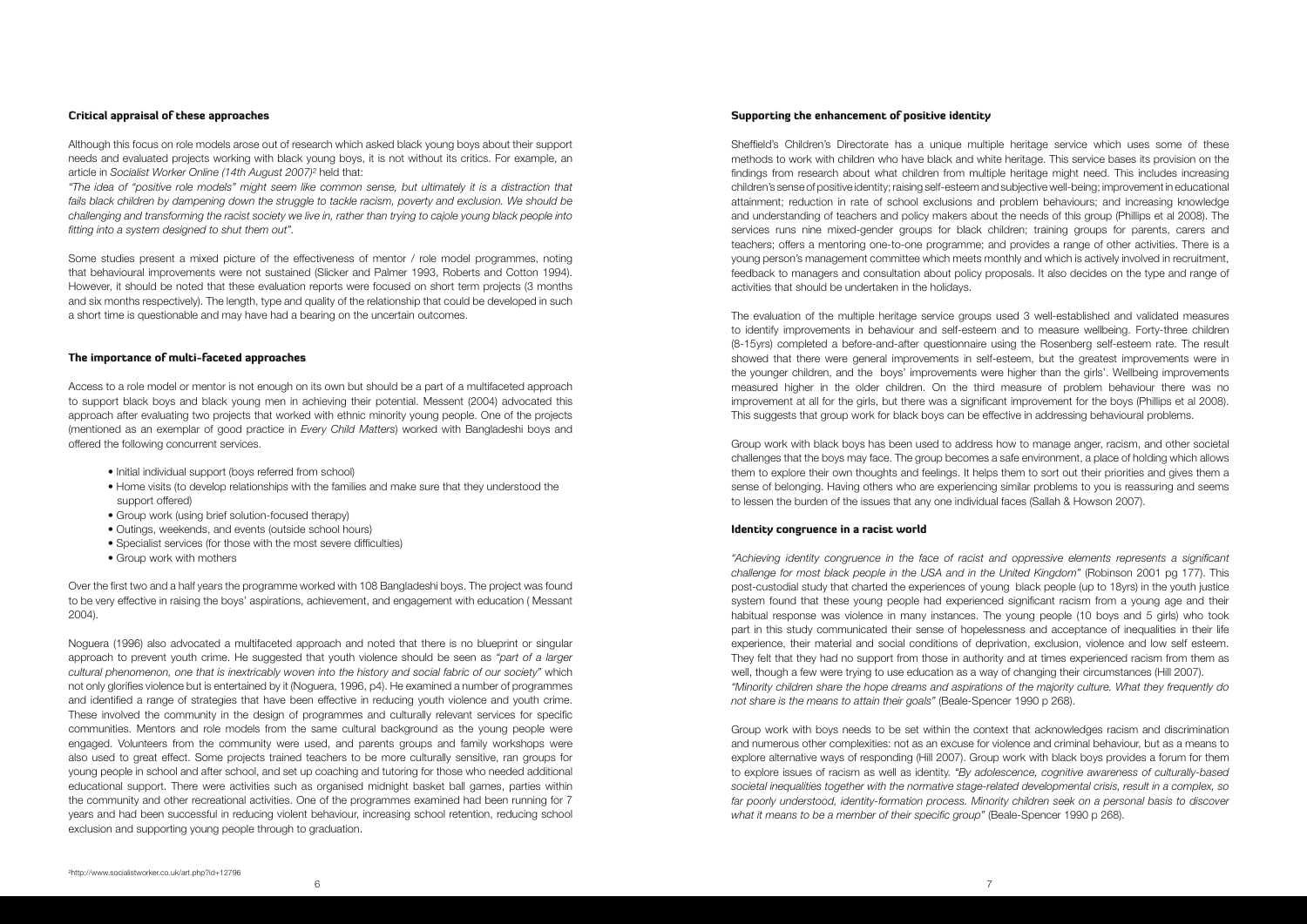### Critical appraisal of these approaches

Although this focus on role models arose out of research which asked black young boys about their support needs and evaluated projects working with black young boys, it is not without its critics. For example, an article in *Socialist Worker Online (14th August 2007)*[2] held that:

*"The idea of "positive role models" might seem like common sense, but ultimately it is a distraction that fails black children by dampening down the struggle to tackle racism, poverty and exclusion. We should be challenging and transforming the racist society we live in, rather than trying to cajole young black people into fitting into a system designed to shut them out".*

Some studies present a mixed picture of the effectiveness of mentor / role model programmes, noting that behavioural improvements were not sustained (Slicker and Palmer 1993, Roberts and Cotton 1994). However, it should be noted that these evaluation reports were focused on short term projects (3 months and six months respectively). The length, type and quality of the relationship that could be developed in such a short time is questionable and may have had a bearing on the uncertain outcomes.

### The importance of multi-faceted approaches

Access to a role model or mentor is not enough on its own but should be a part of a multifaceted approach to support black boys and black young men in achieving their potential. Messent (2004) advocated this approach after evaluating two projects that worked with ethnic minority young people. One of the projects (mentioned as an exemplar of good practice in *Every Child Matters*) worked with Bangladeshi boys and offered the following concurrent services.

- Initial individual support (boys referred from school)
- Home visits (to develop relationships with the families and make sure that they understood the support offered)
- Group work (using brief solution-focused therapy)
- Outings, weekends, and events (outside school hours)
- Specialist services (for those with the most severe difficulties)
- Group work with mothers

Over the first two and a half years the programme worked with 108 Bangladeshi boys. The project was found to be very effective in raising the boys' aspirations, achievement, and engagement with education ( Messant 2004).

Noguera (1996) also advocated a multifaceted approach and noted that there is no blueprint or singular approach to prevent youth crime. He suggested that youth violence should be seen as *"part of a larger cultural phenomenon, one that is inextricably woven into the history and social fabric of our society"* which not only glorifies violence but is entertained by it (Noguera, 1996, p4). He examined a number of programmes and identified a range of strategies that have been effective in reducing youth violence and youth crime. These involved the community in the design of programmes and culturally relevant services for specific communities. Mentors and role models from the same cultural background as the young people were engaged. Volunteers from the community were used, and parents groups and family workshops were also used to great effect. Some projects trained teachers to be more culturally sensitive, ran groups for young people in school and after school, and set up coaching and tutoring for those who needed additional educational support. There were activities such as organised midnight basket ball games, parties within the community and other recreational activities. One of the programmes examined had been running for 7 years and had been successful in reducing violent behaviour, increasing school retention, reducing school exclusion and supporting young people through to graduation.

[2] http://www.socialistworker.co.uk/art.php?id+12796

### Supporting the enhancement of positive identity

Sheffield's Children's Directorate has a unique multiple heritage service which uses some of these methods to work with children who have black and white heritage. This service bases its provision on the findings from research about what children from multiple heritage might need. This includes increasing children's sense of positive identity; raising self-esteem and subjective well-being; improvement in educational attainment; reduction in rate of school exclusions and problem behaviours; and increasing knowledge and understanding of teachers and policy makers about the needs of this group (Phillips et al 2008). The services runs nine mixed-gender groups for black children; training groups for parents, carers and teachers; offers a mentoring one-to-one programme; and provides a range of other activities. There is a young person's management committee which meets monthly and which is actively involved in recruitment, feedback to managers and consultation about policy proposals. It also decides on the type and range of activities that should be undertaken in the holidays.

The evaluation of the multiple heritage service groups used 3 well-established and validated measures to identify improvements in behaviour and self-esteem and to measure wellbeing. Forty-three children (8-15yrs) completed a before-and-after questionnaire using the Rosenberg self-esteem rate. The result showed that there were general improvements in self-esteem, but the greatest improvements were in the younger children, and the boys' improvements were higher than the girls'. Wellbeing improvements measured higher in the older children. On the third measure of problem behaviour there was no improvement at all for the girls, but there was a significant improvement for the boys (Phillips et al 2008). This suggests that group work for black boys can be effective in addressing behavioural problems.

Group work with black boys has been used to address how to manage anger, racism, and other societal challenges that the boys may face. The group becomes a safe environment, a place of holding which allows them to explore their own thoughts and feelings. It helps them to sort out their priorities and gives them a sense of belonging. Having others who are experiencing similar problems to you is reassuring and seems to lessen the burden of the issues that any one individual faces (Sallah & Howson 2007).

### Identity congruence in a racist world

*"Achieving identity congruence in the face of racist and oppressive elements represents a significant challenge for most black people in the USA and in the United Kingdom"* (Robinson 2001 pg 177). This post-custodial study that charted the experiences of young black people (up to 18yrs) in the youth justice system found that these young people had experienced significant racism from a young age and their habitual response was violence in many instances. The young people (10 boys and 5 girls) who took part in this study communicated their sense of hopelessness and acceptance of inequalities in their life experience, their material and social conditions of deprivation, exclusion, violence and low self esteem. They felt that they had no support from those in authority and at times experienced racism from them as well, though a few were trying to use education as a way of changing their circumstances (Hill 2007).
*"Minority children share the hope dreams and aspirations of the majority culture. What they frequently do not share is the means to attain their goals"* (Beale-Spencer 1990 p 268).

Group work with boys needs to be set within the context that acknowledges racism and discrimination and numerous other complexities: not as an excuse for violence and criminal behaviour, but as a means to explore alternative ways of responding (Hill 2007). Group work with black boys provides a forum for them to explore issues of racism as well as identity. *"By adolescence, cognitive awareness of culturally-based societal inequalities together with the normative stage-related developmental crisis, result in a complex, so far poorly understood, identity-formation process. Minority children seek on a personal basis to discover what it means to be a member of their specific group"* (Beale-Spencer 1990 p 268).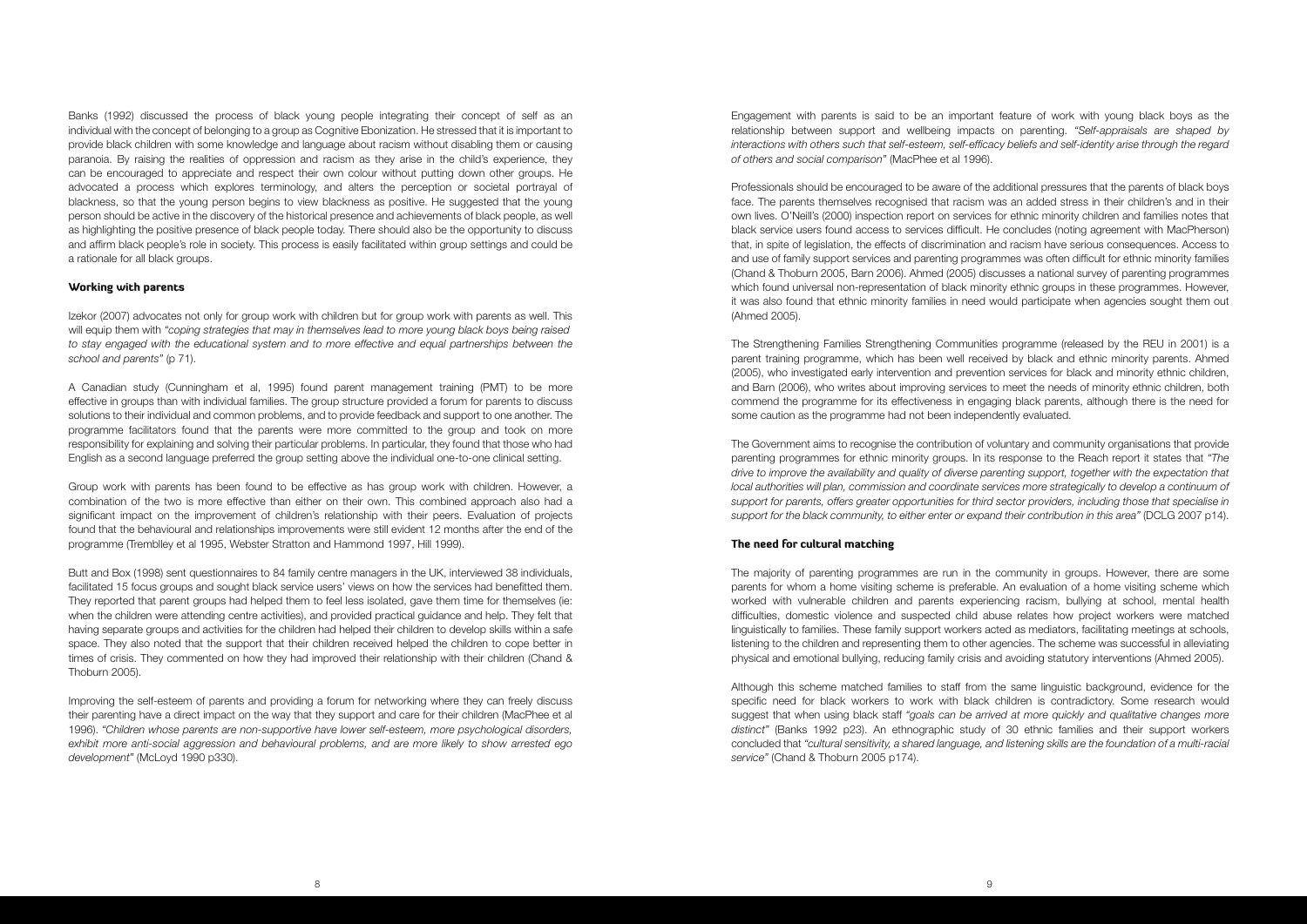Banks (1992) discussed the process of black young people integrating their concept of self as an individual with the concept of belonging to a group as Cognitive Ebonization. He stressed that it is important to provide black children with some knowledge and language about racism without disabling them or causing paranoia. By raising the realities of oppression and racism as they arise in the child's experience, they can be encouraged to appreciate and respect their own colour without putting down other groups. He advocated a process which explores terminology, and alters the perception or societal portrayal of blackness, so that the young person begins to view blackness as positive. He suggested that the young person should be active in the discovery of the historical presence and achievements of black people, as well as highlighting the positive presence of black people today. There should also be the opportunity to discuss and affirm black people's role in society. This process is easily facilitated within group settings and could be a rationale for all black groups.

### Working with parents

Izekor (2007) advocates not only for group work with children but for group work with parents as well. This will equip them with *"coping strategies that may in themselves lead to more young black boys being raised to stay engaged with the educational system and to more effective and equal partnerships between the school and parents"* (p 71).

A Canadian study (Cunningham et al, 1995) found parent management training (PMT) to be more effective in groups than with individual families. The group structure provided a forum for parents to discuss solutions to their individual and common problems, and to provide feedback and support to one another. The programme facilitators found that the parents were more committed to the group and took on more responsibility for explaining and solving their particular problems. In particular, they found that those who had English as a second language preferred the group setting above the individual one-to-one clinical setting.

Group work with parents has been found to be effective as has group work with children. However, a combination of the two is more effective than either on their own. This combined approach also had a significant impact on the improvement of children's relationship with their peers. Evaluation of projects found that the behavioural and relationships improvements were still evident 12 months after the end of the programme (Tremblley et al 1995, Webster Stratton and Hammond 1997, Hill 1999).

Butt and Box (1998) sent questionnaires to 84 family centre managers in the UK, interviewed 38 individuals, facilitated 15 focus groups and sought black service users' views on how the services had benefitted them. They reported that parent groups had helped them to feel less isolated, gave them time for themselves (ie: when the children were attending centre activities), and provided practical guidance and help. They felt that having separate groups and activities for the children had helped their children to develop skills within a safe space. They also noted that the support that their children received helped the children to cope better in times of crisis. They commented on how they had improved their relationship with their children (Chand & Thoburn 2005).

Improving the self-esteem of parents and providing a forum for networking where they can freely discuss their parenting have a direct impact on the way that they support and care for their children (MacPhee et al 1996). *"Children whose parents are non-supportive have lower self-esteem, more psychological disorders, exhibit more anti-social aggression and behavioural problems, and are more likely to show arrested ego development"* (McLoyd 1990 p330).

Engagement with parents is said to be an important feature of work with young black boys as the relationship between support and wellbeing impacts on parenting. *"Self-appraisals are shaped by interactions with others such that self-esteem, self-efficacy beliefs and self-identity arise through the regard of others and social comparison"* (MacPhee et al 1996).

Professionals should be encouraged to be aware of the additional pressures that the parents of black boys face. The parents themselves recognised that racism was an added stress in their children's and in their own lives. O'Neill's (2000) inspection report on services for ethnic minority children and families notes that black service users found access to services difficult. He concludes (noting agreement with MacPherson) that, in spite of legislation, the effects of discrimination and racism have serious consequences. Access to and use of family support services and parenting programmes was often difficult for ethnic minority families (Chand & Thoburn 2005, Barn 2006). Ahmed (2005) discusses a national survey of parenting programmes which found universal non-representation of black minority ethnic groups in these programmes. However, it was also found that ethnic minority families in need would participate when agencies sought them out (Ahmed 2005).

The Strengthening Families Strengthening Communities programme (released by the REU in 2001) is a parent training programme, which has been well received by black and ethnic minority parents. Ahmed (2005), who investigated early intervention and prevention services for black and minority ethnic children, and Barn (2006), who writes about improving services to meet the needs of minority ethnic children, both commend the programme for its effectiveness in engaging black parents, although there is the need for some caution as the programme had not been independently evaluated.

The Government aims to recognise the contribution of voluntary and community organisations that provide parenting programmes for ethnic minority groups. In its response to the Reach report it states that *"The drive to improve the availability and quality of diverse parenting support, together with the expectation that local authorities will plan, commission and coordinate services more strategically to develop a continuum of support for parents, offers greater opportunities for third sector providers, including those that specialise in support for the black community, to either enter or expand their contribution in this area"* (DCLG 2007 p14).

### The need for cultural matching

The majority of parenting programmes are run in the community in groups. However, there are some parents for whom a home visiting scheme is preferable. An evaluation of a home visiting scheme which worked with vulnerable children and parents experiencing racism, bullying at school, mental health difficulties, domestic violence and suspected child abuse relates how project workers were matched linguistically to families. These family support workers acted as mediators, facilitating meetings at schools, listening to the children and representing them to other agencies. The scheme was successful in alleviating physical and emotional bullying, reducing family crisis and avoiding statutory interventions (Ahmed 2005).

Although this scheme matched families to staff from the same linguistic background, evidence for the specific need for black workers to work with black children is contradictory. Some research would suggest that when using black staff *"goals can be arrived at more quickly and qualitative changes more distinct"* (Banks 1992 p23). An ethnographic study of 30 ethnic families and their support workers concluded that *"cultural sensitivity, a shared language, and listening skills are the foundation of a multi-racial service"* (Chand & Thoburn 2005 p174).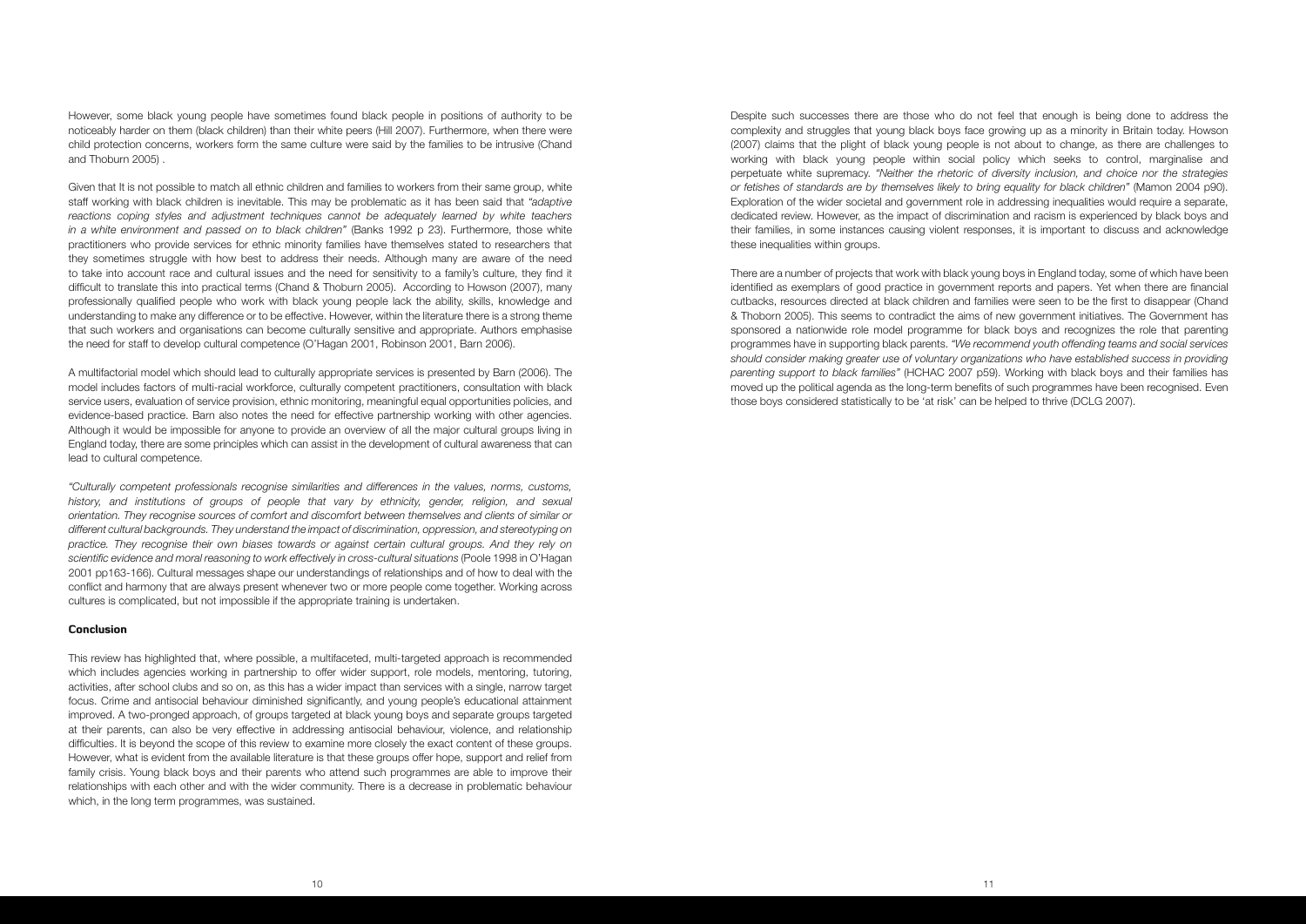However, some black young people have sometimes found black people in positions of authority to be noticeably harder on them (black children) than their white peers (Hill 2007). Furthermore, when there were child protection concerns, workers form the same culture were said by the families to be intrusive (Chand and Thoburn 2005) .

Given that It is not possible to match all ethnic children and families to workers from their same group, white staff working with black children is inevitable. This may be problematic as it has been said that *"adaptive reactions coping styles and adjustment techniques cannot be adequately learned by white teachers in a white environment and passed on to black children"* (Banks 1992 p 23). Furthermore, those white practitioners who provide services for ethnic minority families have themselves stated to researchers that they sometimes struggle with how best to address their needs. Although many are aware of the need to take into account race and cultural issues and the need for sensitivity to a family's culture, they find it difficult to translate this into practical terms (Chand & Thoburn 2005). According to Howson (2007), many professionally qualified people who work with black young people lack the ability, skills, knowledge and understanding to make any difference or to be effective. However, within the literature there is a strong theme that such workers and organisations can become culturally sensitive and appropriate. Authors emphasise the need for staff to develop cultural competence (O'Hagan 2001, Robinson 2001, Barn 2006).

A multifactorial model which should lead to culturally appropriate services is presented by Barn (2006). The model includes factors of multi-racial workforce, culturally competent practitioners, consultation with black service users, evaluation of service provision, ethnic monitoring, meaningful equal opportunities policies, and evidence-based practice. Barn also notes the need for effective partnership working with other agencies. Although it would be impossible for anyone to provide an overview of all the major cultural groups living in England today, there are some principles which can assist in the development of cultural awareness that can lead to cultural competence.

*"Culturally competent professionals recognise similarities and differences in the values, norms, customs, history, and institutions of groups of people that vary by ethnicity, gender, religion, and sexual orientation. They recognise sources of comfort and discomfort between themselves and clients of similar or different cultural backgrounds. They understand the impact of discrimination, oppression, and stereotyping on practice. They recognise their own biases towards or against certain cultural groups. And they rely on scientific evidence and moral reasoning to work effectively in cross-cultural situations* (Poole 1998 in O'Hagan 2001 pp163-166). Cultural messages shape our understandings of relationships and of how to deal with the conflict and harmony that are always present whenever two or more people come together. Working across cultures is complicated, but not impossible if the appropriate training is undertaken.

## Conclusion

This review has highlighted that, where possible, a multifaceted, multi-targeted approach is recommended which includes agencies working in partnership to offer wider support, role models, mentoring, tutoring, activities, after school clubs and so on, as this has a wider impact than services with a single, narrow target focus. Crime and antisocial behaviour diminished significantly, and young people's educational attainment improved. A two-pronged approach, of groups targeted at black young boys and separate groups targeted at their parents, can also be very effective in addressing antisocial behaviour, violence, and relationship difficulties. It is beyond the scope of this review to examine more closely the exact content of these groups. However, what is evident from the available literature is that these groups offer hope, support and relief from family crisis. Young black boys and their parents who attend such programmes are able to improve their relationships with each other and with the wider community. There is a decrease in problematic behaviour which, in the long term programmes, was sustained.

Despite such successes there are those who do not feel that enough is being done to address the complexity and struggles that young black boys face growing up as a minority in Britain today. Howson (2007) claims that the plight of black young people is not about to change, as there are challenges to working with black young people within social policy which seeks to control, marginalise and perpetuate white supremacy. *"Neither the rhetoric of diversity inclusion, and choice nor the strategies or fetishes of standards are by themselves likely to bring equality for black children"* (Mamon 2004 p90). Exploration of the wider societal and government role in addressing inequalities would require a separate, dedicated review. However, as the impact of discrimination and racism is experienced by black boys and their families, in some instances causing violent responses, it is important to discuss and acknowledge these inequalities within groups.

There are a number of projects that work with black young boys in England today, some of which have been identified as exemplars of good practice in government reports and papers. Yet when there are financial cutbacks, resources directed at black children and families were seen to be the first to disappear (Chand & Thoborn 2005). This seems to contradict the aims of new government initiatives. The Government has sponsored a nationwide role model programme for black boys and recognizes the role that parenting programmes have in supporting black parents. *"We recommend youth offending teams and social services should consider making greater use of voluntary organizations who have established success in providing parenting support to black families"* (HCHAC 2007 p59). Working with black boys and their families has moved up the political agenda as the long-term benefits of such programmes have been recognised. Even those boys considered statistically to be 'at risk' can be helped to thrive (DCLG 2007).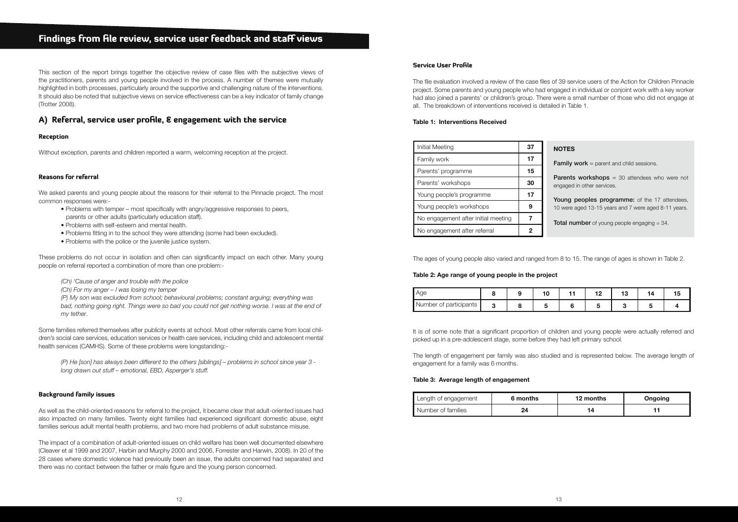# Findings from file review, service user feedback and staff views

This section of the report brings together the objective review of case files with the subjective views of the practitioners, parents and young people involved in the process. A number of themes were mutually highlighted in both processes, particularly around the supportive and challenging nature of the interventions. It should also be noted that subjective views on service effectiveness can be a key indicator of family change (Trotter 2008).

## A) Referral, service user profile, & engagement with the service

### Reception

Without exception, parents and children reported a warm, welcoming reception at the project.

### Reasons for referral

We asked parents and young people about the reasons for their referral to the Pinnacle project. The most common responses were:-

- Problems with temper – most specifically with angry/aggressive responses to peers, parents or other adults (particularly education staff).
- Problems with self-esteem and mental health.
- Problems fitting in to the school they were attending (some had been excluded).
- Problems with the police or the juvenile justice system.

These problems do not occur in isolation and often can significantly impact on each other. Many young people on referral reported a combination of more than one problem:-

> *(Ch) 'Cause of anger and trouble with the police*
>
> *(Ch) For my anger – I was losing my temper*
>
> *(P) My son was excluded from school; behavioural problems; constant arguing; everything was bad, nothing going right. Things were so bad you could not get nothing worse. I was at the end of my tether*.

Some families referred themselves after publicity events at school. Most other referrals came from local children's social care services, education services or health care services, including child and adolescent mental health services (CAMHS). Some of these problems were longstanding:-

> *(P) He [son] has always been different to the others [siblings] – problems in school since year 3 - long drawn out stuff – emotional, EBD, Asperger's stuff.*

### Background family issues

As well as the child-oriented reasons for referral to the project, it became clear that adult-oriented issues had also impacted on many families. Twenty eight families had experienced significant domestic abuse, eight families serious adult mental health problems, and two more had problems of adult substance misuse.

The impact of a combination of adult-oriented issues on child welfare has been well documented elsewhere (Cleaver et al 1999 and 2007, Harbin and Murphy 2000 and 2006, Forrester and Harwin, 2008). In 20 of the 28 cases where domestic violence had previously been an issue, the adults concerned had separated and there was no contact between the father or male figure and the young person concerned.

### Service User Profile

The file evaluation involved a review of the case files of 39 service users of the Action for Children Pinnacle project. Some parents and young people who had engaged in individual or conjoint work with a key worker had also joined a parents' or children's group. There were a small number of those who did not engage at all. The breakdown of interventions received is detailed in Table 1.

**Table 1: Interventions Received**

| Intervention | Number |
|---|---|
| Initial Meeting | 37 |
| Family work | 17 |
| Parents' programme | 15 |
| Parents' workshops | 30 |
| Young people's programme | 17 |
| Young people's workshops | 9 |
| No engagement after initial meeting | 7 |
| No engagement after referral | 2 |

**NOTES**

**Family work** = parent and child sessions.

**Parents workshops** = 30 attendees who were not engaged in other services.

**Young peoples programme:** of the 17 attendees, 10 were aged 13-15 years and 7 were aged 8-11 years.

**Total number** of young people engaging = 34.

The ages of young people also varied and ranged from 8 to 15. The range of ages is shown in Table 2.

**Table 2: Age range of young people in the project**

| Age | 8 | 9 | 10 | 11 | 12 | 13 | 14 | 15 |
|---|---|---|---|---|---|---|---|---|
| Number of participants | 3 | 8 | 5 | 6 | 5 | 3 | 5 | 4 |

It is of some note that a significant proportion of children and young people were actually referred and picked up in a pre-adolescent stage, some before they had left primary school.

The length of engagement per family was also studied and is represented below. The average length of engagement for a family was 6 months.

**Table 3: Average length of engagement**

| Length of engagement | 6 months | 12 months | Ongoing |
|---|---|---|---|
| Number of families | 24 | 14 | 11 |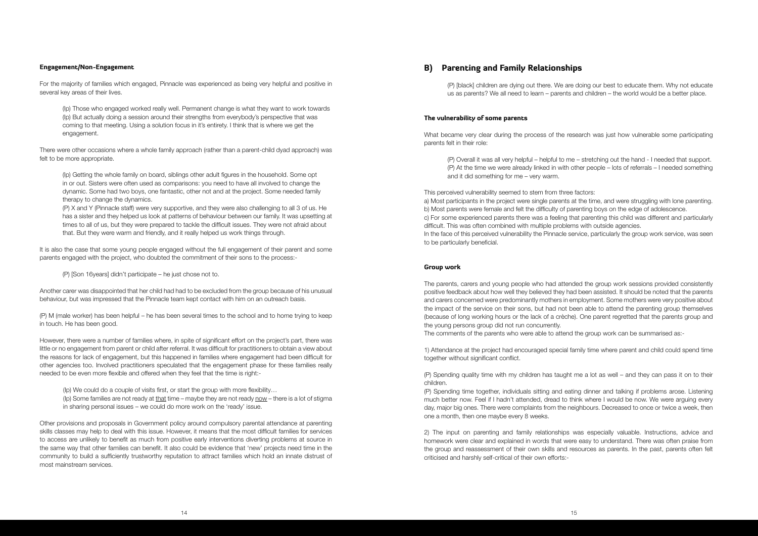#### Engagement/Non-Engagement

For the majority of families which engaged, Pinnacle was experienced as being very helpful and positive in several key areas of their lives.

> (Ip) Those who engaged worked really well. Permanent change is what they want to work towards
> (Ip) But actually doing a session around their strengths from everybody's perspective that was coming to that meeting. Using a solution focus in it's entirety. I think that is where we get the engagement.

There were other occasions where a whole family approach (rather than a parent-child dyad approach) was felt to be more appropriate.

> (Ip) Getting the whole family on board, siblings other adult figures in the household. Some opt in or out. Sisters were often used as comparisons: you need to have all involved to change the dynamic. Some had two boys, one fantastic, other not and at the project. Some needed family therapy to change the dynamics.
> (P) X and Y (Pinnacle staff) were very supportive, and they were also challenging to all 3 of us. He has a sister and they helped us look at patterns of behaviour between our family. It was upsetting at times to all of us, but they were prepared to tackle the difficult issues. They were not afraid about that. But they were warm and friendly, and it really helped us work things through.

It is also the case that some young people engaged without the full engagement of their parent and some parents engaged with the project, who doubted the commitment of their sons to the process:-

> (P) [Son 16years] didn't participate – he just chose not to.

Another carer was disappointed that her child had had to be excluded from the group because of his unusual behaviour, but was impressed that the Pinnacle team kept contact with him on an outreach basis.

(P) M (male worker) has been helpful – he has been several times to the school and to home trying to keep in touch. He has been good.

However, there were a number of families where, in spite of significant effort on the project's part, there was little or no engagement from parent or child after referral. It was difficult for practitioners to obtain a view about the reasons for lack of engagement, but this happened in families where engagement had been difficult for other agencies too. Involved practitioners speculated that the engagement phase for these families really needed to be even more flexible and offered when they feel that the time is right:-

> (Ip) We could do a couple of visits first, or start the group with more flexibility…
> (Ip) Some families are not ready at that time – maybe they are not ready now – there is a lot of stigma in sharing personal issues – we could do more work on the 'ready' issue.

Other provisions and proposals in Government policy around compulsory parental attendance at parenting skills classes may help to deal with this issue. However, it means that the most difficult families for services to access are unlikely to benefit as much from positive early interventions diverting problems at source in the same way that other families can benefit. It also could be evidence that 'new' projects need time in the community to build a sufficiently trustworthy reputation to attract families which hold an innate distrust of most mainstream services.

## B) Parenting and Family Relationships

> (P) [black] children are dying out there. We are doing our best to educate them. Why not educate us as parents? We all need to learn – parents and children – the world would be a better place.

#### The vulnerability of some parents

What became very clear during the process of the research was just how vulnerable some participating parents felt in their role:

> (P) Overall it was all very helpful – helpful to me – stretching out the hand - I needed that support.
> (P) At the time we were already linked in with other people – lots of referrals – I needed something and it did something for me – very warm.

This perceived vulnerability seemed to stem from three factors:
a) Most participants in the project were single parents at the time, and were struggling with lone parenting.
b) Most parents were female and felt the difficulty of parenting boys on the edge of adolescence.
c) For some experienced parents there was a feeling that parenting this child was different and particularly difficult. This was often combined with multiple problems with outside agencies.
In the face of this perceived vulnerability the Pinnacle service, particularly the group work service, was seen to be particularly beneficial.

#### Group work

The parents, carers and young people who had attended the group work sessions provided consistently positive feedback about how well they believed they had been assisted. It should be noted that the parents and carers concerned were predominantly mothers in employment. Some mothers were very positive about the impact of the service on their sons, but had not been able to attend the parenting group themselves (because of long working hours or the lack of a crèche). One parent regretted that the parents group and the young persons group did not run concurrently.
The comments of the parents who were able to attend the group work can be summarised as:-

1) Attendance at the project had encouraged special family time where parent and child could spend time together without significant conflict.

(P) Spending quality time with my children has taught me a lot as well – and they can pass it on to their children.
(P) Spending time together, individuals sitting and eating dinner and talking if problems arose. Listening much better now. Feel if I hadn't attended, dread to think where I would be now. We were arguing every day, major big ones. There were complaints from the neighbours. Decreased to once or twice a week, then one a month, then one maybe every 8 weeks.

2) The input on parenting and family relationships was especially valuable. Instructions, advice and homework were clear and explained in words that were easy to understand. There was often praise from the group and reassessment of their own skills and resources as parents. In the past, parents often felt criticised and harshly self-critical of their own efforts:-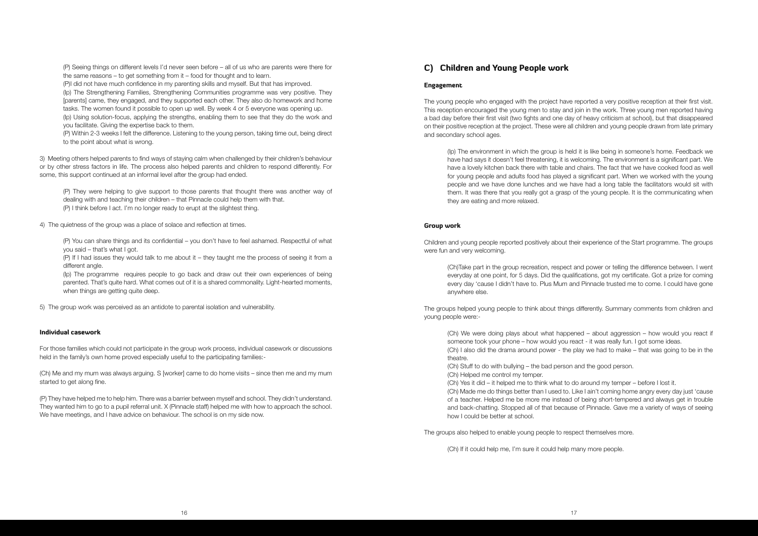(P) Seeing things on different levels I'd never seen before – all of us who are parents were there for the same reasons – to get something from it – food for thought and to learn.

(P)I did not have much confidence in my parenting skills and myself. But that has improved.

(Ip) The Strengthening Families, Strengthening Communities programme was very positive. They [parents] came, they engaged, and they supported each other. They also do homework and home tasks. The women found it possible to open up well. By week 4 or 5 everyone was opening up.

(Ip) Using solution-focus, applying the strengths, enabling them to see that they do the work and you facilitate. Giving the expertise back to them.

(P) Within 2-3 weeks I felt the difference. Listening to the young person, taking time out, being direct to the point about what is wrong.

3) Meeting others helped parents to find ways of staying calm when challenged by their children's behaviour or by other stress factors in life. The process also helped parents and children to respond differently. For some, this support continued at an informal level after the group had ended.

> (P) They were helping to give support to those parents that thought there was another way of dealing with and teaching their children – that Pinnacle could help them with that.
>
> (P) I think before I act. I'm no longer ready to erupt at the slightest thing.

4) The quietness of the group was a place of solace and reflection at times.

> (P) You can share things and its confidential – you don't have to feel ashamed. Respectful of what you said – that's what I got.
>
> (P) If I had issues they would talk to me about it – they taught me the process of seeing it from a different angle.
>
> (Ip) The programme requires people to go back and draw out their own experiences of being parented. That's quite hard. What comes out of it is a shared commonality. Light-hearted moments, when things are getting quite deep.

5) The group work was perceived as an antidote to parental isolation and vulnerability.

#### Individual casework

For those families which could not participate in the group work process, individual casework or discussions held in the family's own home proved especially useful to the participating families:-

(Ch) Me and my mum was always arguing. S [worker] came to do home visits – since then me and my mum started to get along fine.

(P) They have helped me to help him. There was a barrier between myself and school. They didn't understand. They wanted him to go to a pupil referral unit. X (Pinnacle staff) helped me with how to approach the school. We have meetings, and I have advice on behaviour. The school is on my side now.

## C) Children and Young People work

#### Engagement

The young people who engaged with the project have reported a very positive reception at their first visit. This reception encouraged the young men to stay and join in the work. Three young men reported having a bad day before their first visit (two fights and one day of heavy criticism at school), but that disappeared on their positive reception at the project. These were all children and young people drawn from late primary and secondary school ages.

> (Ip) The environment in which the group is held it is like being in someone's home. Feedback we have had says it doesn't feel threatening, it is welcoming. The environment is a significant part. We have a lovely kitchen back there with table and chairs. The fact that we have cooked food as well for young people and adults food has played a significant part. When we worked with the young people and we have done lunches and we have had a long table the facilitators would sit with them. It was there that you really got a grasp of the young people. It is the communicating when they are eating and more relaxed.

#### Group work

Children and young people reported positively about their experience of the Start programme. The groups were fun and very welcoming.

> (Ch)Take part in the group recreation, respect and power or telling the difference between. I went everyday at one point, for 5 days. Did the qualifications, got my certificate. Got a prize for coming every day 'cause I didn't have to. Plus Mum and Pinnacle trusted me to come. I could have gone anywhere else.

The groups helped young people to think about things differently. Summary comments from children and young people were:-

> (Ch) We were doing plays about what happened – about aggression – how would you react if someone took your phone – how would you react - it was really fun. I got some ideas.
>
> (Ch) I also did the drama around power - the play we had to make – that was going to be in the theatre.
>
> (Ch) Stuff to do with bullying – the bad person and the good person.
>
> (Ch) Helped me control my temper.
>
> (Ch) Yes it did – it helped me to think what to do around my temper – before I lost it.
>
> (Ch) Made me do things better than I used to. Like I ain't coming home angry every day just 'cause of a teacher. Helped me be more me instead of being short-tempered and always get in trouble and back-chatting. Stopped all of that because of Pinnacle. Gave me a variety of ways of seeing how I could be better at school.

The groups also helped to enable young people to respect themselves more.

> (Ch) If it could help me, I'm sure it could help many more people.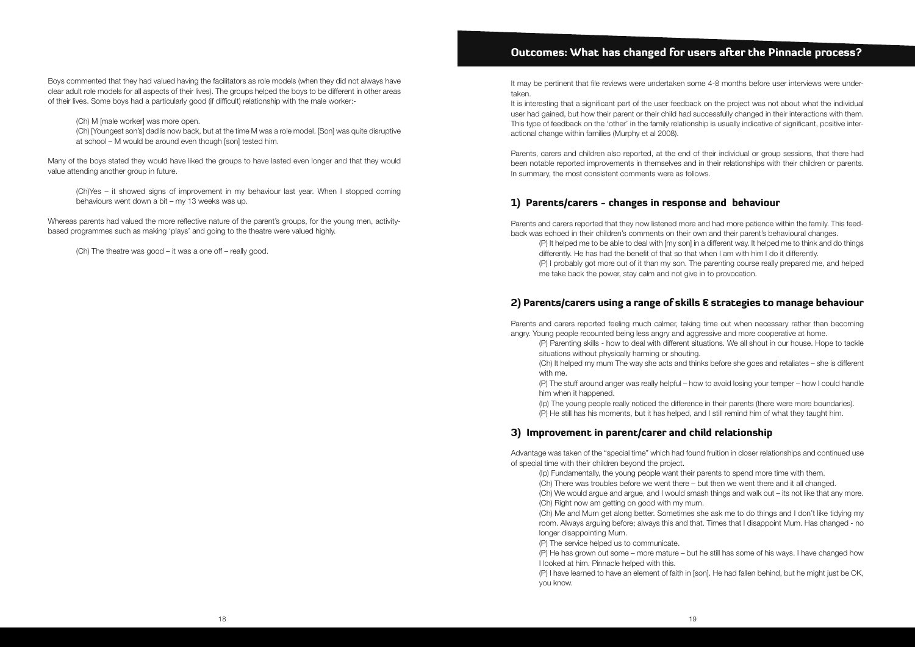Boys commented that they had valued having the facilitators as role models (when they did not always have clear adult role models for all aspects of their lives). The groups helped the boys to be different in other areas of their lives. Some boys had a particularly good (if difficult) relationship with the male worker:-

> (Ch) M [male worker] was more open.
>
> (Ch) [Youngest son's] dad is now back, but at the time M was a role model. [Son] was quite disruptive at school – M would be around even though [son] tested him.

Many of the boys stated they would have liked the groups to have lasted even longer and that they would value attending another group in future.

> (Ch)Yes – it showed signs of improvement in my behaviour last year. When I stopped coming behaviours went down a bit – my 13 weeks was up.

Whereas parents had valued the more reflective nature of the parent's groups, for the young men, activity-based programmes such as making 'plays' and going to the theatre were valued highly.

> (Ch) The theatre was good – it was a one off – really good.

## Outcomes: What has changed for users after the Pinnacle process?

It may be pertinent that file reviews were undertaken some 4-8 months before user interviews were undertaken.

It is interesting that a significant part of the user feedback on the project was not about what the individual user had gained, but how their parent or their child had successfully changed in their interactions with them. This type of feedback on the 'other' in the family relationship is usually indicative of significant, positive interactional change within families (Murphy et al 2008).

Parents, carers and children also reported, at the end of their individual or group sessions, that there had been notable reported improvements in themselves and in their relationships with their children or parents. In summary, the most consistent comments were as follows.

### 1) Parents/carers - changes in response and behaviour

Parents and carers reported that they now listened more and had more patience within the family. This feedback was echoed in their children's comments on their own and their parent's behavioural changes.

> (P) It helped me to be able to deal with [my son] in a different way. It helped me to think and do things differently. He has had the benefit of that so that when I am with him I do it differently.
>
> (P) I probably got more out of it than my son. The parenting course really prepared me, and helped me take back the power, stay calm and not give in to provocation.

### 2) Parents/carers using a range of skills & strategies to manage behaviour

Parents and carers reported feeling much calmer, taking time out when necessary rather than becoming angry. Young people recounted being less angry and aggressive and more cooperative at home.

> (P) Parenting skills - how to deal with different situations. We all shout in our house. Hope to tackle situations without physically harming or shouting.
>
> (Ch) It helped my mum The way she acts and thinks before she goes and retaliates – she is different with me.
>
> (P) The stuff around anger was really helpful – how to avoid losing your temper – how I could handle him when it happened.
>
> (Ip) The young people really noticed the difference in their parents (there were more boundaries).
>
> (P) He still has his moments, but it has helped, and I still remind him of what they taught him.

### 3) Improvement in parent/carer and child relationship

Advantage was taken of the "special time" which had found fruition in closer relationships and continued use of special time with their children beyond the project.

> (Ip) Fundamentally, the young people want their parents to spend more time with them.
>
> (Ch) There was troubles before we went there – but then we went there and it all changed.
>
> (Ch) We would argue and argue, and I would smash things and walk out – its not like that any more.
>
> (Ch) Right now am getting on good with my mum.
>
> (Ch) Me and Mum get along better. Sometimes she ask me to do things and I don't like tidying my room. Always arguing before; always this and that. Times that I disappoint Mum. Has changed - no longer disappointing Mum.
>
> (P) The service helped us to communicate.
>
> (P) He has grown out some – more mature – but he still has some of his ways. I have changed how I looked at him. Pinnacle helped with this.
>
> (P) I have learned to have an element of faith in [son]. He had fallen behind, but he might just be OK, you know.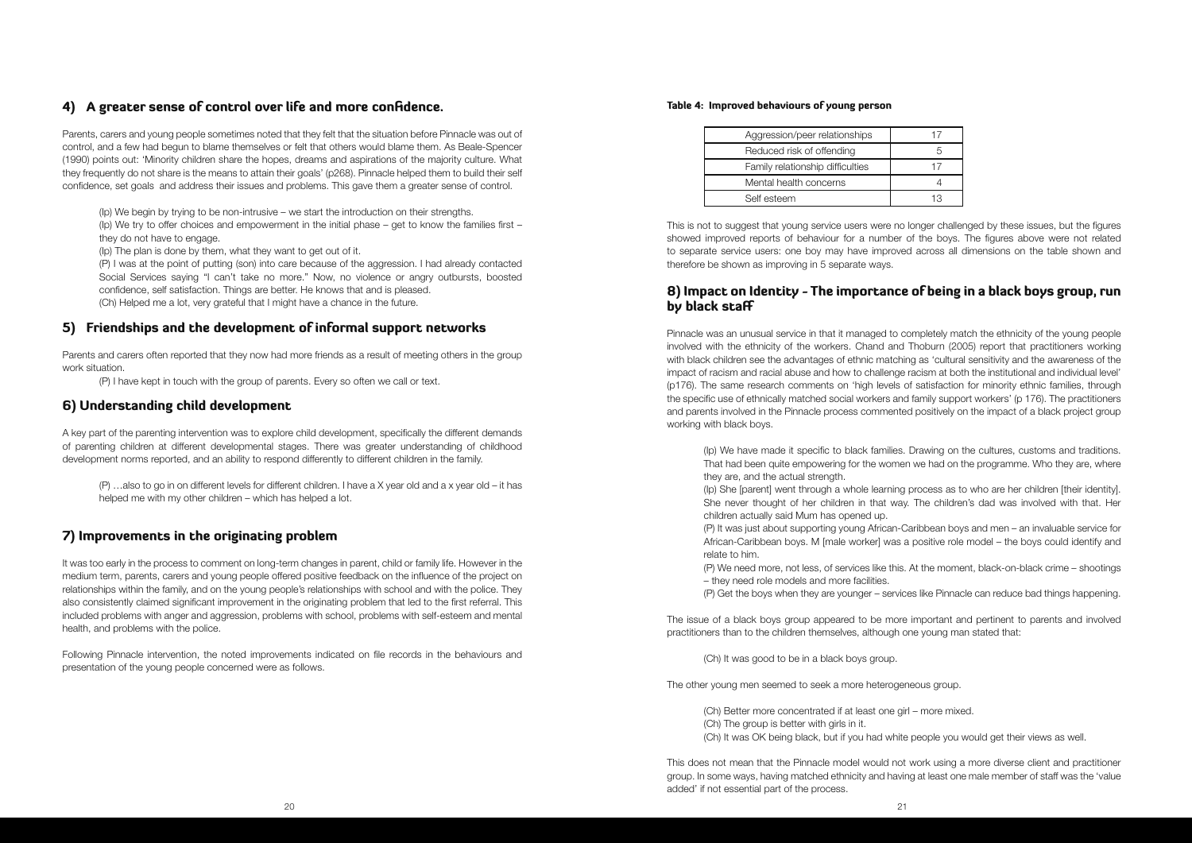## 4) A greater sense of control over life and more confidence.

Parents, carers and young people sometimes noted that they felt that the situation before Pinnacle was out of control, and a few had begun to blame themselves or felt that others would blame them. As Beale-Spencer (1990) points out: 'Minority children share the hopes, dreams and aspirations of the majority culture. What they frequently do not share is the means to attain their goals' (p268). Pinnacle helped them to build their self confidence, set goals and address their issues and problems. This gave them a greater sense of control.

> (Ip) We begin by trying to be non-intrusive – we start the introduction on their strengths.
> (Ip) We try to offer choices and empowerment in the initial phase – get to know the families first – they do not have to engage.
> (Ip) The plan is done by them, what they want to get out of it.
> (P) I was at the point of putting (son) into care because of the aggression. I had already contacted Social Services saying "I can't take no more." Now, no violence or angry outbursts, boosted confidence, self satisfaction. Things are better. He knows that and is pleased.
> (Ch) Helped me a lot, very grateful that I might have a chance in the future.

## 5) Friendships and the development of informal support networks

Parents and carers often reported that they now had more friends as a result of meeting others in the group work situation.

> (P) I have kept in touch with the group of parents. Every so often we call or text.

## 6) Understanding child development

A key part of the parenting intervention was to explore child development, specifically the different demands of parenting children at different developmental stages. There was greater understanding of childhood development norms reported, and an ability to respond differently to different children in the family.

> (P) …also to go in on different levels for different children. I have a X year old and a x year old – it has helped me with my other children – which has helped a lot.

## 7) Improvements in the originating problem

It was too early in the process to comment on long-term changes in parent, child or family life. However in the medium term, parents, carers and young people offered positive feedback on the influence of the project on relationships within the family, and on the young people's relationships with school and with the police. They also consistently claimed significant improvement in the originating problem that led to the first referral. This included problems with anger and aggression, problems with school, problems with self-esteem and mental health, and problems with the police.

Following Pinnacle intervention, the noted improvements indicated on file records in the behaviours and presentation of the young people concerned were as follows.

**Table 4: Improved behaviours of young person**

| Behaviour | Number |
|---|---|
| Aggression/peer relationships | 17 |
| Reduced risk of offending | 5 |
| Family relationship difficulties | 17 |
| Mental health concerns | 4 |
| Self esteem | 13 |

This is not to suggest that young service users were no longer challenged by these issues, but the figures showed improved reports of behaviour for a number of the boys. The figures above were not related to separate service users: one boy may have improved across all dimensions on the table shown and therefore be shown as improving in 5 separate ways.

## 8) Impact on Identity - The importance of being in a black boys group, run by black staff

Pinnacle was an unusual service in that it managed to completely match the ethnicity of the young people involved with the ethnicity of the workers. Chand and Thoburn (2005) report that practitioners working with black children see the advantages of ethnic matching as 'cultural sensitivity and the awareness of the impact of racism and racial abuse and how to challenge racism at both the institutional and individual level' (p176). The same research comments on 'high levels of satisfaction for minority ethnic families, through the specific use of ethnically matched social workers and family support workers' (p 176). The practitioners and parents involved in the Pinnacle process commented positively on the impact of a black project group working with black boys.

> (Ip) We have made it specific to black families. Drawing on the cultures, customs and traditions. That had been quite empowering for the women we had on the programme. Who they are, where they are, and the actual strength.
> (Ip) She [parent] went through a whole learning process as to who are her children [their identity]. She never thought of her children in that way. The children's dad was involved with that. Her children actually said Mum has opened up.
> (P) It was just about supporting young African-Caribbean boys and men – an invaluable service for African-Caribbean boys. M [male worker] was a positive role model – the boys could identify and relate to him.
> (P) We need more, not less, of services like this. At the moment, black-on-black crime – shootings – they need role models and more facilities.
> (P) Get the boys when they are younger – services like Pinnacle can reduce bad things happening.

The issue of a black boys group appeared to be more important and pertinent to parents and involved practitioners than to the children themselves, although one young man stated that:

> (Ch) It was good to be in a black boys group.

The other young men seemed to seek a more heterogeneous group.

> (Ch) Better more concentrated if at least one girl – more mixed.
> (Ch) The group is better with girls in it.
> (Ch) It was OK being black, but if you had white people you would get their views as well.

This does not mean that the Pinnacle model would not work using a more diverse client and practitioner group. In some ways, having matched ethnicity and having at least one male member of staff was the 'value added' if not essential part of the process.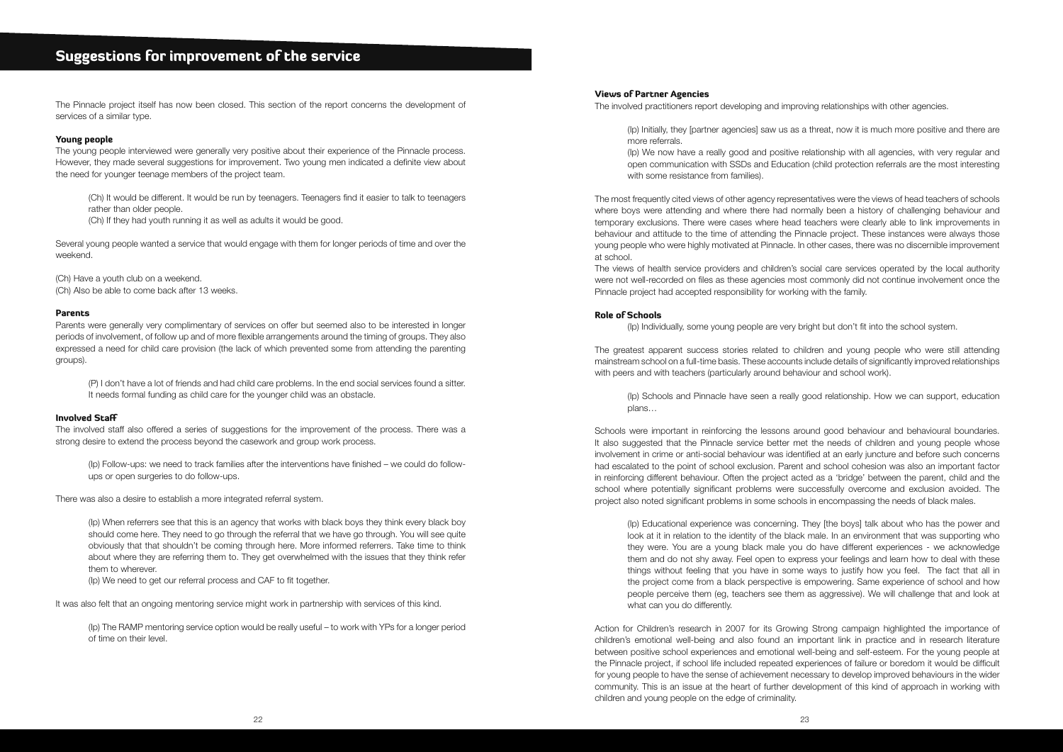# Suggestions for improvement of the service

The Pinnacle project itself has now been closed. This section of the report concerns the development of services of a similar type.

### Young people

The young people interviewed were generally very positive about their experience of the Pinnacle process. However, they made several suggestions for improvement. Two young men indicated a definite view about the need for younger teenage members of the project team.

> (Ch) It would be different. It would be run by teenagers. Teenagers find it easier to talk to teenagers rather than older people.
> (Ch) If they had youth running it as well as adults it would be good.

Several young people wanted a service that would engage with them for longer periods of time and over the weekend.

(Ch) Have a youth club on a weekend.
(Ch) Also be able to come back after 13 weeks.

### Parents

Parents were generally very complimentary of services on offer but seemed also to be interested in longer periods of involvement, of follow up and of more flexible arrangements around the timing of groups. They also expressed a need for child care provision (the lack of which prevented some from attending the parenting groups).

> (P) I don't have a lot of friends and had child care problems. In the end social services found a sitter. It needs formal funding as child care for the younger child was an obstacle.

### Involved Staff

The involved staff also offered a series of suggestions for the improvement of the process. There was a strong desire to extend the process beyond the casework and group work process.

> (Ip) Follow-ups: we need to track families after the interventions have finished – we could do follow-ups or open surgeries to do follow-ups.

There was also a desire to establish a more integrated referral system.

> (Ip) When referrers see that this is an agency that works with black boys they think every black boy should come here. They need to go through the referral that we have go through. You will see quite obviously that that shouldn't be coming through here. More informed referrers. Take time to think about where they are referring them to. They get overwhelmed with the issues that they think refer them to wherever.
> (Ip) We need to get our referral process and CAF to fit together.

It was also felt that an ongoing mentoring service might work in partnership with services of this kind.

> (Ip) The RAMP mentoring service option would be really useful – to work with YPs for a longer period of time on their level.

### Views of Partner Agencies

The involved practitioners report developing and improving relationships with other agencies.

> (Ip) Initially, they [partner agencies] saw us as a threat, now it is much more positive and there are more referrals.
> (Ip) We now have a really good and positive relationship with all agencies, with very regular and open communication with SSDs and Education (child protection referrals are the most interesting with some resistance from families).

The most frequently cited views of other agency representatives were the views of head teachers of schools where boys were attending and where there had normally been a history of challenging behaviour and temporary exclusions. There were cases where head teachers were clearly able to link improvements in behaviour and attitude to the time of attending the Pinnacle project. These instances were always those young people who were highly motivated at Pinnacle. In other cases, there was no discernible improvement at school.

The views of health service providers and children's social care services operated by the local authority were not well-recorded on files as these agencies most commonly did not continue involvement once the Pinnacle project had accepted responsibility for working with the family.

### Role of Schools

> (Ip) Individually, some young people are very bright but don't fit into the school system.

The greatest apparent success stories related to children and young people who were still attending mainstream school on a full-time basis. These accounts include details of significantly improved relationships with peers and with teachers (particularly around behaviour and school work).

> (Ip) Schools and Pinnacle have seen a really good relationship. How we can support, education plans…

Schools were important in reinforcing the lessons around good behaviour and behavioural boundaries. It also suggested that the Pinnacle service better met the needs of children and young people whose involvement in crime or anti-social behaviour was identified at an early juncture and before such concerns had escalated to the point of school exclusion. Parent and school cohesion was also an important factor in reinforcing different behaviour. Often the project acted as a 'bridge' between the parent, child and the school where potentially significant problems were successfully overcome and exclusion avoided. The project also noted significant problems in some schools in encompassing the needs of black males.

> (Ip) Educational experience was concerning. They [the boys] talk about who has the power and look at it in relation to the identity of the black male. In an environment that was supporting who they were. You are a young black male you do have different experiences - we acknowledge them and do not shy away. Feel open to express your feelings and learn how to deal with these things without feeling that you have in some ways to justify how you feel. The fact that all in the project come from a black perspective is empowering. Same experience of school and how people perceive them (eg, teachers see them as aggressive). We will challenge that and look at what can you do differently.

Action for Children's research in 2007 for its Growing Strong campaign highlighted the importance of children's emotional well-being and also found an important link in practice and in research literature between positive school experiences and emotional well-being and self-esteem. For the young people at the Pinnacle project, if school life included repeated experiences of failure or boredom it would be difficult for young people to have the sense of achievement necessary to develop improved behaviours in the wider community. This is an issue at the heart of further development of this kind of approach in working with children and young people on the edge of criminality.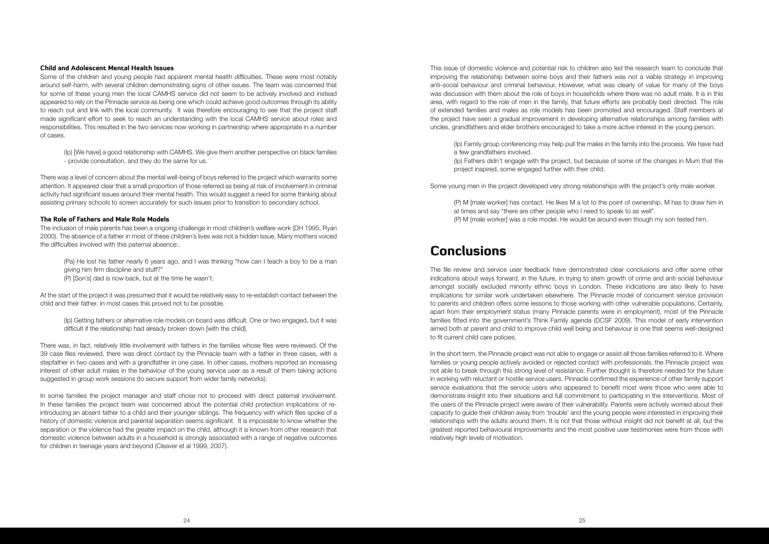### Child and Adolescent Mental Health Issues

Some of the children and young people had apparent mental health difficulties. These were most notably around self-harm, with several children demonstrating signs of other issues. The team was concerned that for some of these young men the local CAMHS service did not seem to be actively involved and instead appeared to rely on the Pinnacle service as being one which could achieve good outcomes through its ability to reach out and link with the local community. It was therefore encouraging to see that the project staff made significant effort to seek to reach an understanding with the local CAMHS service about roles and responsibilities. This resulted in the two services now working in partnership where appropriate in a number of cases.

> (Ip) [We have] a good relationship with CAMHS. We give them another perspective on black families - provide consultation, and they do the same for us.

There was a level of concern about the mental well-being of boys referred to the project which warrants some attention. It appeared clear that a small proportion of those referred as being at risk of involvement in criminal activity had significant issues around their mental health. This would suggest a need for some thinking about assisting primary schools to screen accurately for such issues prior to transition to secondary school.

### The Role of Fathers and Male Role Models

The inclusion of male parents has been a ongoing challenge in most children's welfare work (DH 1995, Ryan 2000). The absence of a father in most of these children's lives was not a hidden issue. Many mothers voiced the difficulties involved with this paternal absence:.

> (Pa) He lost his father nearly 6 years ago, and I was thinking "how can I teach a boy to be a man giving him firm discipline and stuff?"
> (P) [Son's] dad is now back, but at the time he wasn't.

At the start of the project it was presumed that it would be relatively easy to re-establish contact between the child and their father. In most cases this proved not to be possible.

> (Ip) Getting fathers or alternative role models on board was difficult. One or two engaged, but it was difficult if the relationship had already broken down [with the child].

There was, in fact, relatively little involvement with fathers in the families whose files were reviewed. Of the 39 case files reviewed, there was direct contact by the Pinnacle team with a father in three cases, with a stepfather in two cases and with a grandfather in one case. In other cases, mothers reported an increasing interest of other adult males in the behaviour of the young service user as a result of them taking actions suggested in group work sessions (to secure support from wider family networks).

In some families the project manager and staff chose not to proceed with direct paternal involvement. In these families the project team was concerned about the potential child protection implications of re-introducing an absent father to a child and their younger siblings. The frequency with which files spoke of a history of domestic violence and parental separation seems significant. It is impossible to know whether the separation or the violence had the greater impact on the child, although it is known from other research that domestic violence between adults in a household is strongly associated with a range of negative outcomes for children in teenage years and beyond (Cleaver et al 1999, 2007).

This issue of domestic violence and potential risk to children also led the research team to conclude that improving the relationship between some boys and their fathers was not a viable strategy in improving anti-social behaviour and criminal behaviour. However, what was clearly of value for many of the boys was discussion with them about the role of boys in households where there was no adult male. It is in this area, with regard to the role of men in the family, that future efforts are probably best directed. The role of extended families and males as role models has been promoted and encouraged. Staff members at the project have seen a gradual improvement in developing alternative relationships among families with uncles, grandfathers and elder brothers encouraged to take a more active interest in the young person.

> (Ip) Family group conferencing may help pull the males in the family into the process. We have had a few grandfathers involved.
> (Ip) Fathers didn't engage with the project, but because of some of the changes in Mum that the project inspired, some engaged further with their child.

Some young men in the project developed very strong relationships with the project's only male worker.

> (P) M [male worker] has contact. He likes M a lot to the point of ownership. M has to draw him in at times and say "there are other people who I need to speak to as well".
> (P) M [male worker] was a role model. He would be around even though my son tested him.

# Conclusions

The file review and service user feedback have demonstrated clear conclusions and offer some other indications about ways forward, in the future, in trying to stem growth of crime and anti-social behaviour amongst socially excluded minority ethnic boys in London. These indications are also likely to have implications for similar work undertaken elsewhere. The Pinnacle model of concurrent service provision to parents and children offers some lessons to those working with other vulnerable populations. Certainly, apart from their employment status (many Pinnacle parents were in employment), most of the Pinnacle families fitted into the government's Think Family agenda (DCSF 2009). This model of early intervention aimed both at parent and child to improve child well being and behaviour is one that seems well-designed to fit current child care policies.

In the short term, the Pinnacle project was not able to engage or assist all those families referred to it. Where families or young people actively avoided or rejected contact with professionals, the Pinnacle project was not able to break through this strong level of resistance. Further thought is therefore needed for the future in working with reluctant or hostile service users. Pinnacle confirmed the experience of other family support service evaluations that the service users who appeared to benefit most were those who were able to demonstrate insight into their situations and full commitment to participating in the interventions. Most of the users of the Pinnacle project were aware of their vulnerability. Parents were actively worried about their capacity to guide their children away from 'trouble' and the young people were interested in improving their relationships with the adults around them. It is not that those without insight did not benefit at all, but the greatest reported behavioural improvements and the most positive user testimonies were from those with relatively high levels of motivation.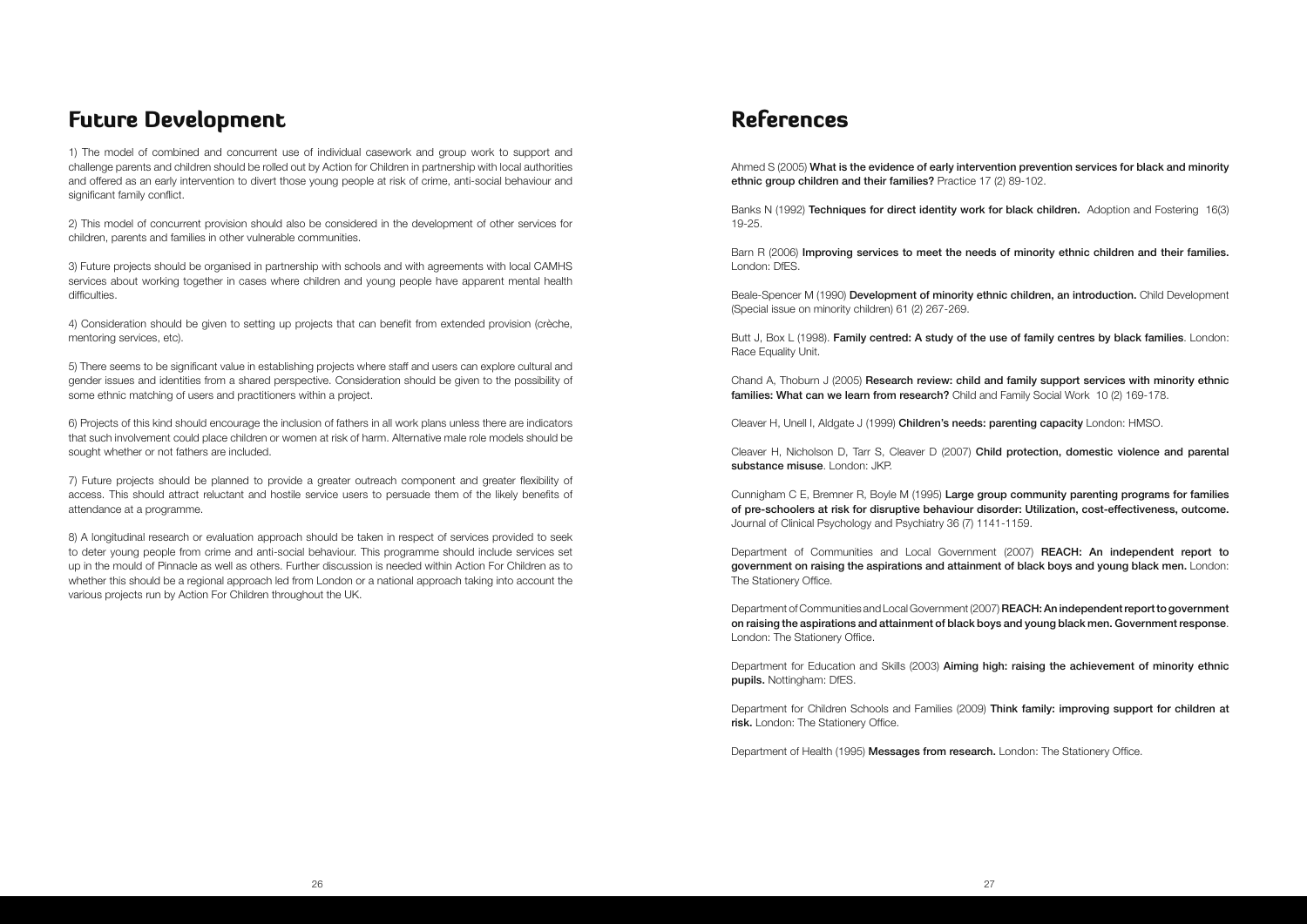## Future Development

1) The model of combined and concurrent use of individual casework and group work to support and challenge parents and children should be rolled out by Action for Children in partnership with local authorities and offered as an early intervention to divert those young people at risk of crime, anti-social behaviour and significant family conflict.

2) This model of concurrent provision should also be considered in the development of other services for children, parents and families in other vulnerable communities.

3) Future projects should be organised in partnership with schools and with agreements with local CAMHS services about working together in cases where children and young people have apparent mental health difficulties.

4) Consideration should be given to setting up projects that can benefit from extended provision (crèche, mentoring services, etc).

5) There seems to be significant value in establishing projects where staff and users can explore cultural and gender issues and identities from a shared perspective. Consideration should be given to the possibility of some ethnic matching of users and practitioners within a project.

6) Projects of this kind should encourage the inclusion of fathers in all work plans unless there are indicators that such involvement could place children or women at risk of harm. Alternative male role models should be sought whether or not fathers are included.

7) Future projects should be planned to provide a greater outreach component and greater flexibility of access. This should attract reluctant and hostile service users to persuade them of the likely benefits of attendance at a programme.

8) A longitudinal research or evaluation approach should be taken in respect of services provided to seek to deter young people from crime and anti-social behaviour. This programme should include services set up in the mould of Pinnacle as well as others. Further discussion is needed within Action For Children as to whether this should be a regional approach led from London or a national approach taking into account the various projects run by Action For Children throughout the UK.

## References

Ahmed S (2005) **What is the evidence of early intervention prevention services for black and minority ethnic group children and their families?** Practice 17 (2) 89-102.

Banks N (1992) **Techniques for direct identity work for black children.** Adoption and Fostering 16(3) 19-25.

Barn R (2006) **Improving services to meet the needs of minority ethnic children and their families.** London: DfES.

Beale-Spencer M (1990) **Development of minority ethnic children, an introduction.** Child Development (Special issue on minority children) 61 (2) 267-269.

Butt J, Box L (1998). **Family centred: A study of the use of family centres by black families**. London: Race Equality Unit.

Chand A, Thoburn J (2005) **Research review: child and family support services with minority ethnic families: What can we learn from research?** Child and Family Social Work 10 (2) 169-178.

Cleaver H, Unell I, Aldgate J (1999) **Children's needs: parenting capacity** London: HMSO.

Cleaver H, Nicholson D, Tarr S, Cleaver D (2007) **Child protection, domestic violence and parental substance misuse**. London: JKP.

Cunnigham C E, Bremner R, Boyle M (1995) **Large group community parenting programs for families of pre-schoolers at risk for disruptive behaviour disorder: Utilization, cost-effectiveness, outcome.** Journal of Clinical Psychology and Psychiatry 36 (7) 1141-1159.

Department of Communities and Local Government (2007) **REACH: An independent report to government on raising the aspirations and attainment of black boys and young black men.** London: The Stationery Office.

Department of Communities and Local Government (2007) **REACH: An independent report to government on raising the aspirations and attainment of black boys and young black men. Government response**. London: The Stationery Office.

Department for Education and Skills (2003) **Aiming high: raising the achievement of minority ethnic pupils.** Nottingham: DfES.

Department for Children Schools and Families (2009) **Think family: improving support for children at risk.** London: The Stationery Office.

Department of Health (1995) **Messages from research.** London: The Stationery Office.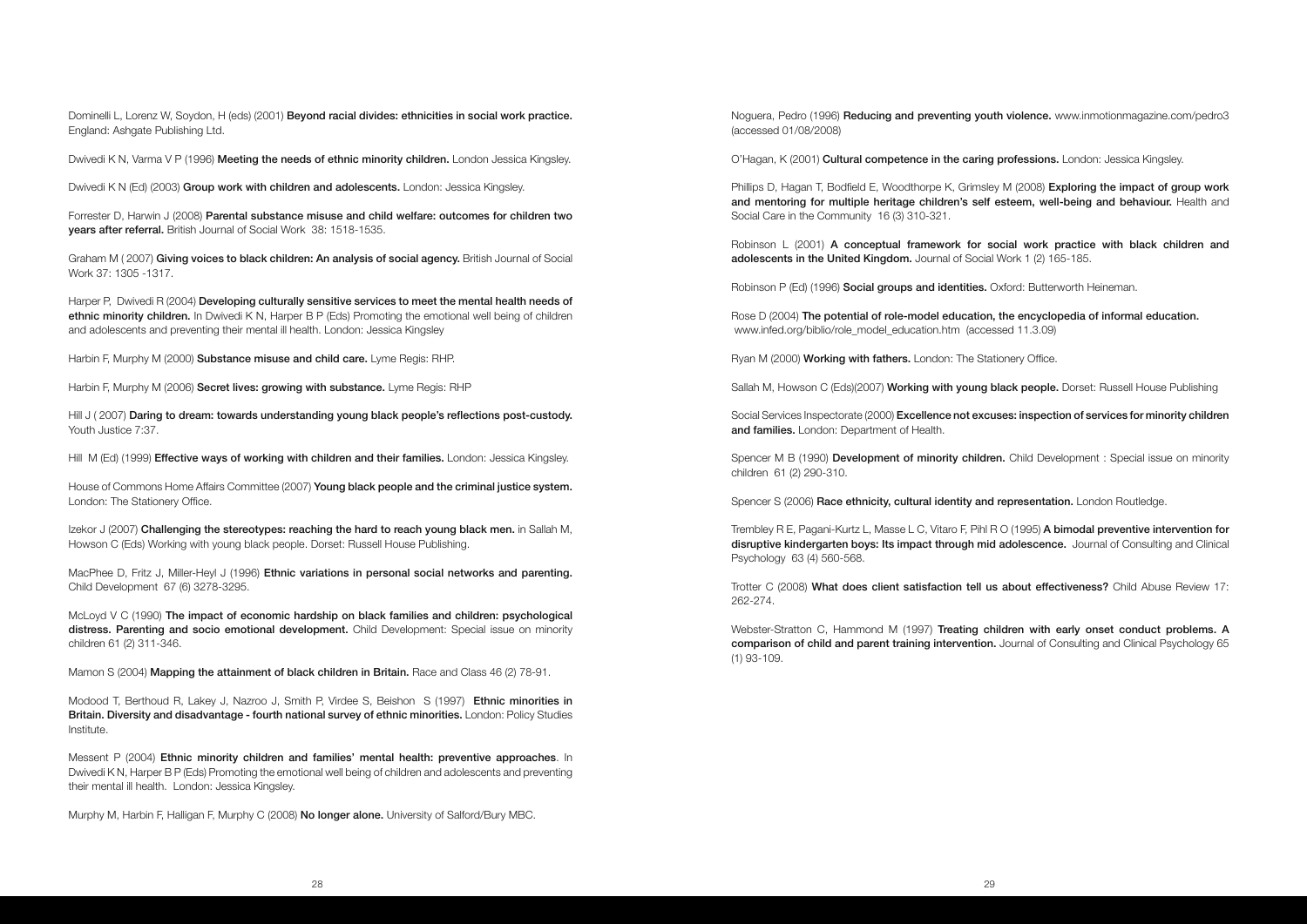Dominelli L, Lorenz W, Soydon, H (eds) (2001) **Beyond racial divides: ethnicities in social work practice.** England: Ashgate Publishing Ltd.

Dwivedi K N, Varma V P (1996) **Meeting the needs of ethnic minority children.** London Jessica Kingsley.

Dwivedi K N (Ed) (2003) **Group work with children and adolescents.** London: Jessica Kingsley.

Forrester D, Harwin J (2008) **Parental substance misuse and child welfare: outcomes for children two years after referral.** British Journal of Social Work 38: 1518-1535.

Graham M ( 2007) **Giving voices to black children: An analysis of social agency.** British Journal of Social Work 37: 1305 -1317.

Harper P, Dwivedi R (2004) **Developing culturally sensitive services to meet the mental health needs of ethnic minority children.** In Dwivedi K N, Harper B P (Eds) Promoting the emotional well being of children and adolescents and preventing their mental ill health. London: Jessica Kingsley

Harbin F, Murphy M (2000) **Substance misuse and child care.** Lyme Regis: RHP.

Harbin F, Murphy M (2006) **Secret lives: growing with substance.** Lyme Regis: RHP

Hill J ( 2007) **Daring to dream: towards understanding young black people's reflections post-custody.** Youth Justice 7:37.

Hill M (Ed) (1999) **Effective ways of working with children and their families.** London: Jessica Kingsley.

House of Commons Home Affairs Committee (2007) **Young black people and the criminal justice system.** London: The Stationery Office.

Izekor J (2007) **Challenging the stereotypes: reaching the hard to reach young black men.** in Sallah M, Howson C (Eds) Working with young black people. Dorset: Russell House Publishing.

MacPhee D, Fritz J, Miller-Heyl J (1996) **Ethnic variations in personal social networks and parenting.** Child Development 67 (6) 3278-3295.

McLoyd V C (1990) **The impact of economic hardship on black families and children: psychological distress. Parenting and socio emotional development.** Child Development: Special issue on minority children 61 (2) 311-346.

Mamon S (2004) **Mapping the attainment of black children in Britain.** Race and Class 46 (2) 78-91.

Modood T, Berthoud R, Lakey J, Nazroo J, Smith P, Virdee S, Beishon S (1997) **Ethnic minorities in Britain. Diversity and disadvantage - fourth national survey of ethnic minorities.** London: Policy Studies Institute.

Messent P (2004) **Ethnic minority children and families' mental health: preventive approaches**. In Dwivedi K N, Harper B P (Eds) Promoting the emotional well being of children and adolescents and preventing their mental ill health. London: Jessica Kingsley.

Murphy M, Harbin F, Halligan F, Murphy C (2008) **No longer alone.** University of Salford/Bury MBC.

Noguera, Pedro (1996) **Reducing and preventing youth violence.** www.inmotionmagazine.com/pedro3 (accessed 01/08/2008)

O'Hagan, K (2001) **Cultural competence in the caring professions.** London: Jessica Kingsley.

Phillips D, Hagan T, Bodfield E, Woodthorpe K, Grimsley M (2008) **Exploring the impact of group work and mentoring for multiple heritage children's self esteem, well-being and behaviour.** Health and Social Care in the Community 16 (3) 310-321.

Robinson L (2001) **A conceptual framework for social work practice with black children and adolescents in the United Kingdom.** Journal of Social Work 1 (2) 165-185.

Robinson P (Ed) (1996) **Social groups and identities.** Oxford: Butterworth Heineman.

Rose D (2004) **The potential of role-model education, the encyclopedia of informal education.** www.infed.org/biblio/role_model_education.htm (accessed 11.3.09)

Ryan M (2000) **Working with fathers.** London: The Stationery Office.

Sallah M, Howson C (Eds)(2007) **Working with young black people.** Dorset: Russell House Publishing

Social Services Inspectorate (2000) **Excellence not excuses: inspection of services for minority children and families.** London: Department of Health.

Spencer M B (1990) **Development of minority children.** Child Development : Special issue on minority children 61 (2) 290-310.

Spencer S (2006) **Race ethnicity, cultural identity and representation.** London Routledge.

Trembley R E, Pagani-Kurtz L, Masse L C, Vitaro F, Pihl R O (1995) **A bimodal preventive intervention for disruptive kindergarten boys: Its impact through mid adolescence.** Journal of Consulting and Clinical Psychology 63 (4) 560-568.

Trotter C (2008) **What does client satisfaction tell us about effectiveness?** Child Abuse Review 17: 262-274.

Webster-Stratton C, Hammond M (1997) **Treating children with early onset conduct problems. A comparison of child and parent training intervention.** Journal of Consulting and Clinical Psychology 65 (1) 93-109.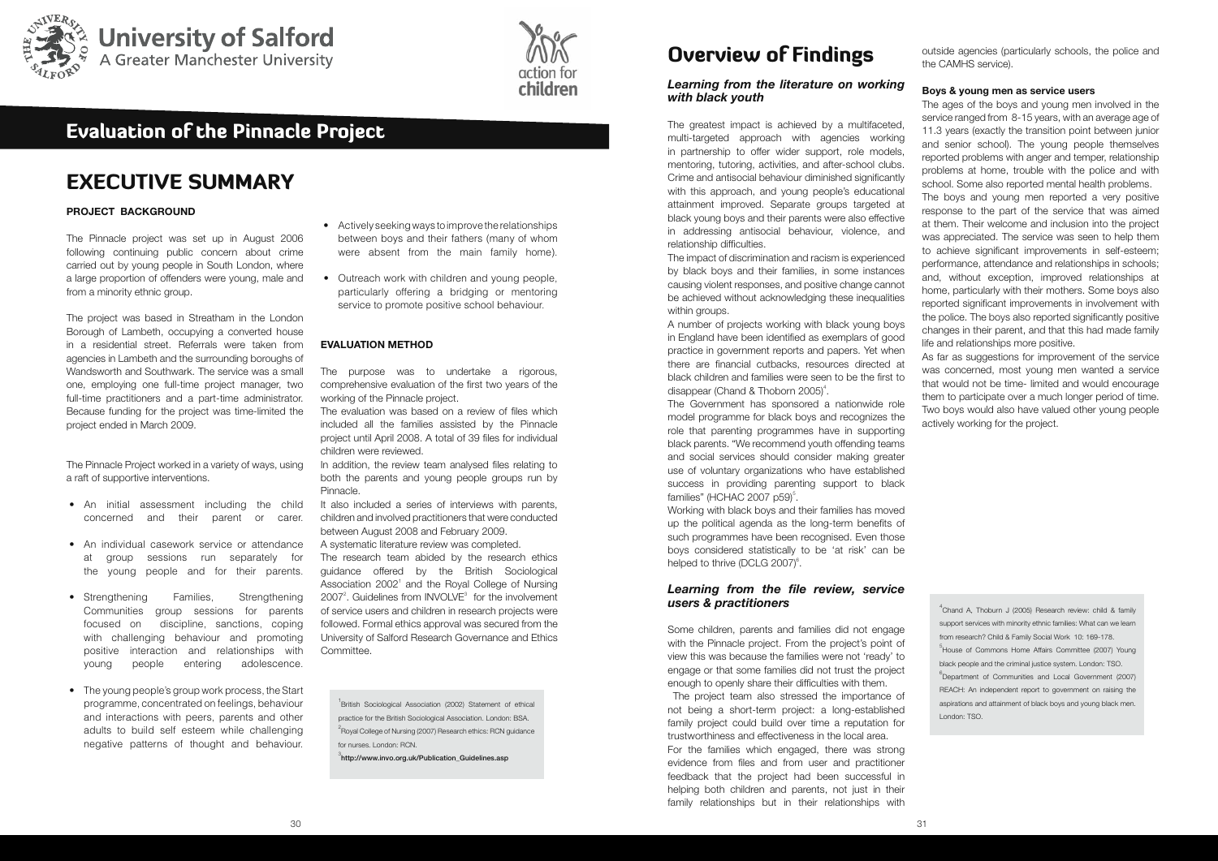# Evaluation of the Pinnacle Project

## EXECUTIVE SUMMARY

### PROJECT BACKGROUND

The Pinnacle project was set up in August 2006 following continuing public concern about crime carried out by young people in South London, where a large proportion of offenders were young, male and from a minority ethnic group.

The project was based in Streatham in the London Borough of Lambeth, occupying a converted house in a residential street. Referrals were taken from agencies in Lambeth and the surrounding boroughs of Wandsworth and Southwark. The service was a small one, employing one full-time project manager, two full-time practitioners and a part-time administrator. Because funding for the project was time-limited the project ended in March 2009.

The Pinnacle Project worked in a variety of ways, using a raft of supportive interventions.

- An initial assessment including the child concerned and their parent or carer.
- An individual casework service or attendance at group sessions run separately for the young people and for their parents.
- Strengthening Families, Strengthening Communities group sessions for parents focused on discipline, sanctions, coping with challenging behaviour and promoting positive interaction and relationships with young people entering adolescence.
- The young people's group work process, the Start programme, concentrated on feelings, behaviour and interactions with peers, parents and other adults to build self esteem while challenging negative patterns of thought and behaviour.
- Actively seeking ways to improve the relationships between boys and their fathers (many of whom were absent from the main family home).
- Outreach work with children and young people, particularly offering a bridging or mentoring service to promote positive school behaviour.

### EVALUATION METHOD

The purpose was to undertake a rigorous, comprehensive evaluation of the first two years of the working of the Pinnacle project.

The evaluation was based on a review of files which included all the families assisted by the Pinnacle project until April 2008. A total of 39 files for individual children were reviewed.

In addition, the review team analysed files relating to both the parents and young people groups run by Pinnacle.

It also included a series of interviews with parents, children and involved practitioners that were conducted between August 2008 and February 2009.

A systematic literature review was completed.

The research team abided by the research ethics guidance offered by the British Sociological Association 2002[1] and the Royal College of Nursing 2007[2]. Guidelines from INVOLVE[3] for the involvement of service users and children in research projects were followed. Formal ethics approval was secured from the University of Salford Research Governance and Ethics Committee.

[1] British Sociological Association (2002) Statement of ethical practice for the British Sociological Association. London: BSA.
[2] Royal College of Nursing (2007) Research ethics: RCN guidance for nurses. London: RCN.
[3] **http://www.invo.org.uk/Publication_Guidelines.asp**

## Overview of Findings

### *Learning from the literature on working with black youth*

The greatest impact is achieved by a multifaceted, multi-targeted approach with agencies working in partnership to offer wider support, role models, mentoring, tutoring, activities, and after-school clubs. Crime and antisocial behaviour diminished significantly with this approach, and young people's educational attainment improved. Separate groups targeted at black young boys and their parents were also effective in addressing antisocial behaviour, violence, and relationship difficulties.

The impact of discrimination and racism is experienced by black boys and their families, in some instances causing violent responses, and positive change cannot be achieved without acknowledging these inequalities within groups.

A number of projects working with black young boys in England have been identified as exemplars of good practice in government reports and papers. Yet when there are financial cutbacks, resources directed at black children and families were seen to be the first to disappear (Chand & Thoborn 2005)[4].

The Government has sponsored a nationwide role model programme for black boys and recognizes the role that parenting programmes have in supporting black parents. "We recommend youth offending teams and social services should consider making greater use of voluntary organizations who have established success in providing parenting support to black families" (HCHAC 2007 p59)[5].

Working with black boys and their families has moved up the political agenda as the long-term benefits of such programmes have been recognised. Even those boys considered statistically to be 'at risk' can be helped to thrive (DCLG 2007)[6].

### *Learning from the file review, service users & practitioners*

Some children, parents and families did not engage with the Pinnacle project. From the project's point of view this was because the families were not 'ready' to engage or that some families did not trust the project enough to openly share their difficulties with them.

The project team also stressed the importance of not being a short-term project: a long-established family project could build over time a reputation for trustworthiness and effectiveness in the local area.

For the families which engaged, there was strong evidence from files and from user and practitioner feedback that the project had been successful in helping both children and parents, not just in their family relationships but in their relationships with outside agencies (particularly schools, the police and the CAMHS service).

#### Boys & young men as service users

The ages of the boys and young men involved in the service ranged from 8-15 years, with an average age of 11.3 years (exactly the transition point between junior and senior school). The young people themselves reported problems with anger and temper, relationship problems at home, trouble with the police and with school. Some also reported mental health problems.

The boys and young men reported a very positive response to the part of the service that was aimed at them. Their welcome and inclusion into the project was appreciated. The service was seen to help them to achieve significant improvements in self-esteem; performance, attendance and relationships in schools; and, without exception, improved relationships at home, particularly with their mothers. Some boys also reported significant improvements in involvement with the police. The boys also reported significantly positive changes in their parent, and that this had made family life and relationships more positive.

As far as suggestions for improvement of the service was concerned, most young men wanted a service that would not be time- limited and would encourage them to participate over a much longer period of time. Two boys would also have valued other young people actively working for the project.

[4] Chand A, Thoburn J (2005) Research review: child & family support services with minority ethnic families: What can we learn from research? Child & Family Social Work 10: 169-178.
[5] House of Commons Home Affairs Committee (2007) Young black people and the criminal justice system. London: TSO.
[6] Department of Communities and Local Government (2007) REACH: An independent report to government on raising the aspirations and attainment of black boys and young black men. London: TSO.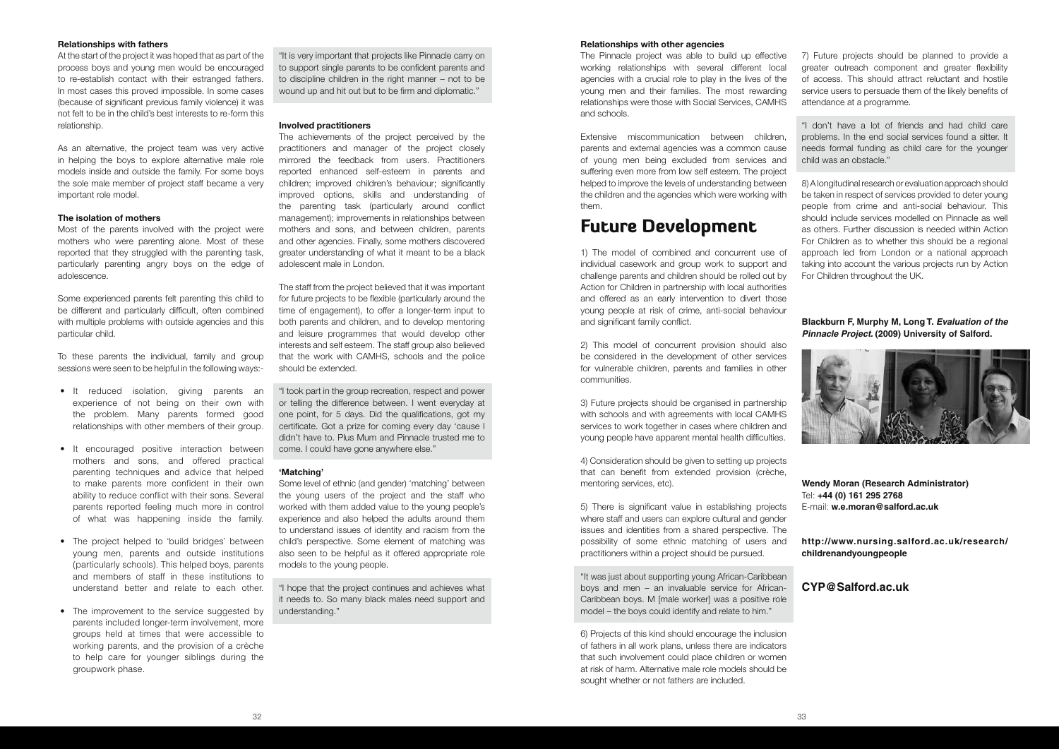**Relationships with fathers**

At the start of the project it was hoped that as part of the process boys and young men would be encouraged to re-establish contact with their estranged fathers. In most cases this proved impossible. In some cases (because of significant previous family violence) it was not felt to be in the child's best interests to re-form this relationship.

As an alternative, the project team was very active in helping the boys to explore alternative male role models inside and outside the family. For some boys the sole male member of project staff became a very important role model.

**The isolation of mothers**

Most of the parents involved with the project were mothers who were parenting alone. Most of these reported that they struggled with the parenting task, particularly parenting angry boys on the edge of adolescence.

Some experienced parents felt parenting this child to be different and particularly difficult, often combined with multiple problems with outside agencies and this particular child.

To these parents the individual, family and group sessions were seen to be helpful in the following ways:-

- It reduced isolation, giving parents an experience of not being on their own with the problem. Many parents formed good relationships with other members of their group.
- It encouraged positive interaction between mothers and sons, and offered practical parenting techniques and advice that helped to make parents more confident in their own ability to reduce conflict with their sons. Several parents reported feeling much more in control of what was happening inside the family.
- The project helped to 'build bridges' between young men, parents and outside institutions (particularly schools). This helped boys, parents and members of staff in these institutions to understand better and relate to each other.
- The improvement to the service suggested by parents included longer-term involvement, more groups held at times that were accessible to working parents, and the provision of a crèche to help care for younger siblings during the groupwork phase.

"It is very important that projects like Pinnacle carry on to support single parents to be confident parents and to discipline children in the right manner – not to be wound up and hit out but to be firm and diplomatic."

**Involved practitioners**

The achievements of the project perceived by the practitioners and manager of the project closely mirrored the feedback from users. Practitioners reported enhanced self-esteem in parents and children; improved children's behaviour; significantly improved options, skills and understanding of the parenting task (particularly around conflict management); improvements in relationships between mothers and sons, and between children, parents and other agencies. Finally, some mothers discovered greater understanding of what it meant to be a black adolescent male in London.

The staff from the project believed that it was important for future projects to be flexible (particularly around the time of engagement), to offer a longer-term input to both parents and children, and to develop mentoring and leisure programmes that would develop other interests and self esteem. The staff group also believed that the work with CAMHS, schools and the police should be extended.

"I took part in the group recreation, respect and power or telling the difference between. I went everyday at one point, for 5 days. Did the qualifications, got my certificate. Got a prize for coming every day 'cause I didn't have to. Plus Mum and Pinnacle trusted me to come. I could have gone anywhere else."

**'Matching'**

Some level of ethnic (and gender) 'matching' between the young users of the project and the staff who worked with them added value to the young people's experience and also helped the adults around them to understand issues of identity and racism from the child's perspective. Some element of matching was also seen to be helpful as it offered appropriate role models to the young people.

"I hope that the project continues and achieves what it needs to. So many black males need support and understanding."

**Relationships with other agencies**

The Pinnacle project was able to build up effective working relationships with several different local agencies with a crucial role to play in the lives of the young men and their families. The most rewarding relationships were those with Social Services, CAMHS and schools.

Extensive miscommunication between children, parents and external agencies was a common cause of young men being excluded from services and suffering even more from low self esteem. The project helped to improve the levels of understanding between the children and the agencies which were working with them.

# Future Development

1) The model of combined and concurrent use of individual casework and group work to support and challenge parents and children should be rolled out by Action for Children in partnership with local authorities and offered as an early intervention to divert those young people at risk of crime, anti-social behaviour and significant family conflict.

2) This model of concurrent provision should also be considered in the development of other services for vulnerable children, parents and families in other communities.

3) Future projects should be organised in partnership with schools and with agreements with local CAMHS services to work together in cases where children and young people have apparent mental health difficulties.

4) Consideration should be given to setting up projects that can benefit from extended provision (crèche, mentoring services, etc).

5) There is significant value in establishing projects where staff and users can explore cultural and gender issues and identities from a shared perspective. The possibility of some ethnic matching of users and practitioners within a project should be pursued.

"It was just about supporting young African-Caribbean boys and men – an invaluable service for African-Caribbean boys. M [male worker] was a positive role model – the boys could identify and relate to him."

6) Projects of this kind should encourage the inclusion of fathers in all work plans, unless there are indicators that such involvement could place children or women at risk of harm. Alternative male role models should be sought whether or not fathers are included.

7) Future projects should be planned to provide a greater outreach component and greater flexibility of access. This should attract reluctant and hostile service users to persuade them of the likely benefits of attendance at a programme.

"I don't have a lot of friends and had child care problems. In the end social services found a sitter. It needs formal funding as child care for the younger child was an obstacle."

8) A longitudinal research or evaluation approach should be taken in respect of services provided to deter young people from crime and anti-social behaviour. This should include services modelled on Pinnacle as well as others. Further discussion is needed within Action For Children as to whether this should be a regional approach led from London or a national approach taking into account the various projects run by Action For Children throughout the UK.

**Blackburn F, Murphy M, Long T. *Evaluation of the Pinnacle Project.* (2009) University of Salford.**

**Wendy Moran (Research Administrator)**
Tel: **+44 (0) 161 295 2768**
E-mail: **w.e.moran@salford.ac.uk**

**http://www.nursing.salford.ac.uk/research/childrenandyoungpeople**

**CYP@Salford.ac.uk**